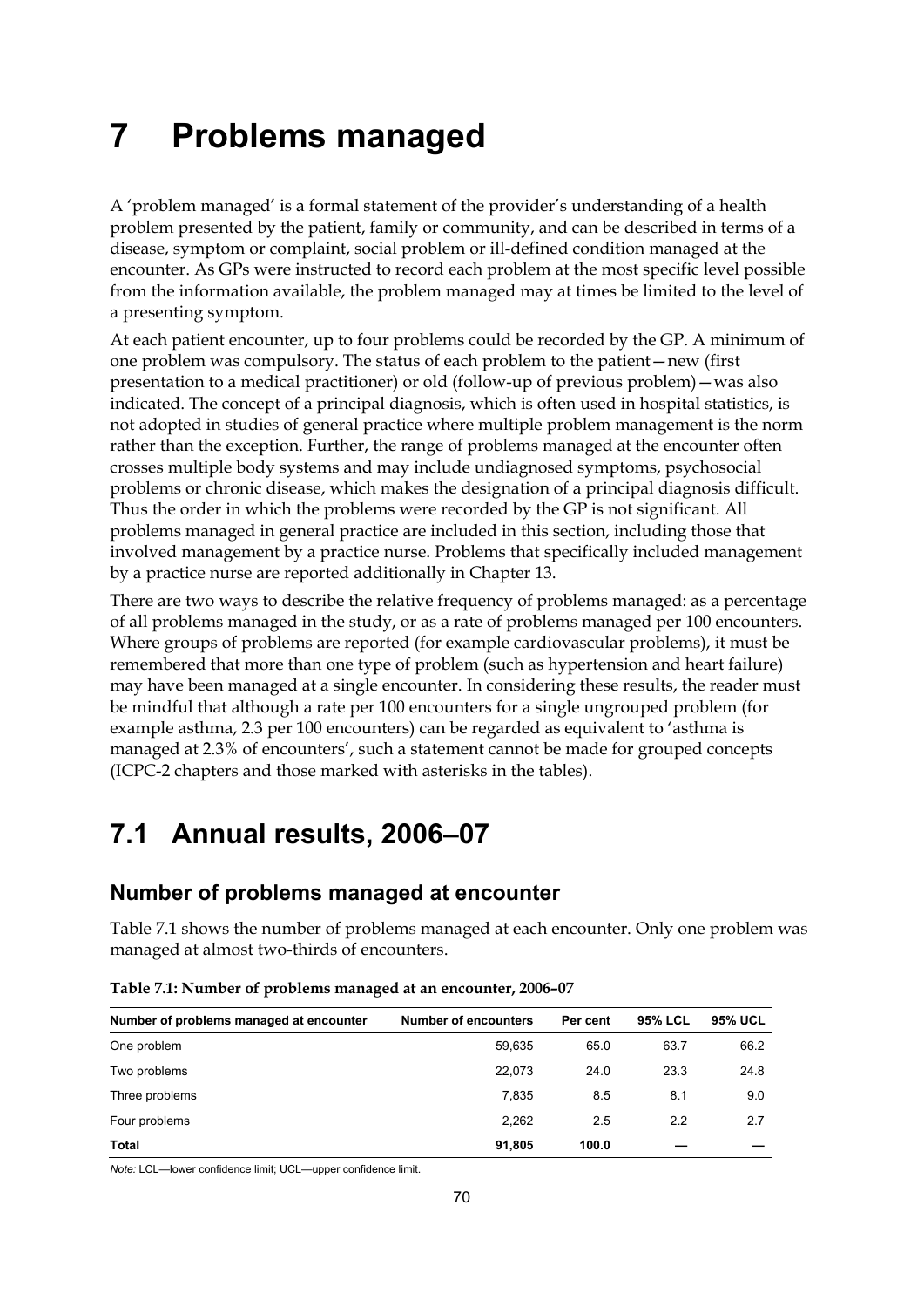# 7 Problems managed

A 'problem managed' is a formal statement of the provider's understanding of a health problem presented by the patient, family or community, and can be described in terms of a disease, symptom or complaint, social problem or ill-defined condition managed at the encounter. As GPs were instructed to record each problem at the most specific level possible from the information available, the problem managed may at times be limited to the level of a presenting symptom.

At each patient encounter, up to four problems could be recorded by the GP. A minimum of one problem was compulsory. The status of each problem to the patient—new (first presentation to a medical practitioner) or old (follow-up of previous problem)—was also indicated. The concept of a principal diagnosis, which is often used in hospital statistics, is not adopted in studies of general practice where multiple problem management is the norm rather than the exception. Further, the range of problems managed at the encounter often crosses multiple body systems and may include undiagnosed symptoms, psychosocial problems or chronic disease, which makes the designation of a principal diagnosis difficult. Thus the order in which the problems were recorded by the GP is not significant. All problems managed in general practice are included in this section, including those that involved management by a practice nurse. Problems that specifically included management by a practice nurse are reported additionally in Chapter 13.

There are two ways to describe the relative frequency of problems managed: as a percentage of all problems managed in the study, or as a rate of problems managed per 100 encounters. Where groups of problems are reported (for example cardiovascular problems), it must be remembered that more than one type of problem (such as hypertension and heart failure) may have been managed at a single encounter. In considering these results, the reader must be mindful that although a rate per 100 encounters for a single ungrouped problem (for example asthma, 2.3 per 100 encounters) can be regarded as equivalent to 'asthma is managed at 2.3% of encounters', such a statement cannot be made for grouped concepts (ICPC-2 chapters and those marked with asterisks in the tables).

## 7.1 Annual results, 2006–07

### Number of problems managed at encounter

Table 7.1 shows the number of problems managed at each encounter. Only one problem was managed at almost two-thirds of encounters.

**Table 7.1: Number of problems managed at an encounter, 2006–07**

| Number of problems managed at encounter | Number of encounters | Per cent | 95% LCL | 95% UCL |
|---|---|---|---|---|
| One problem | 59,635 | 65.0 | 63.7 | 66.2 |
| Two problems | 22,073 | 24.0 | 23.3 | 24.8 |
| Three problems | 7,835 | 8.5 | 8.1 | 9.0 |
| Four problems | 2,262 | 2.5 | 2.2 | 2.7 |
| **Total** | **91,805** | **100.0** | — | — |

*Note:* LCL—lower confidence limit; UCL—upper confidence limit.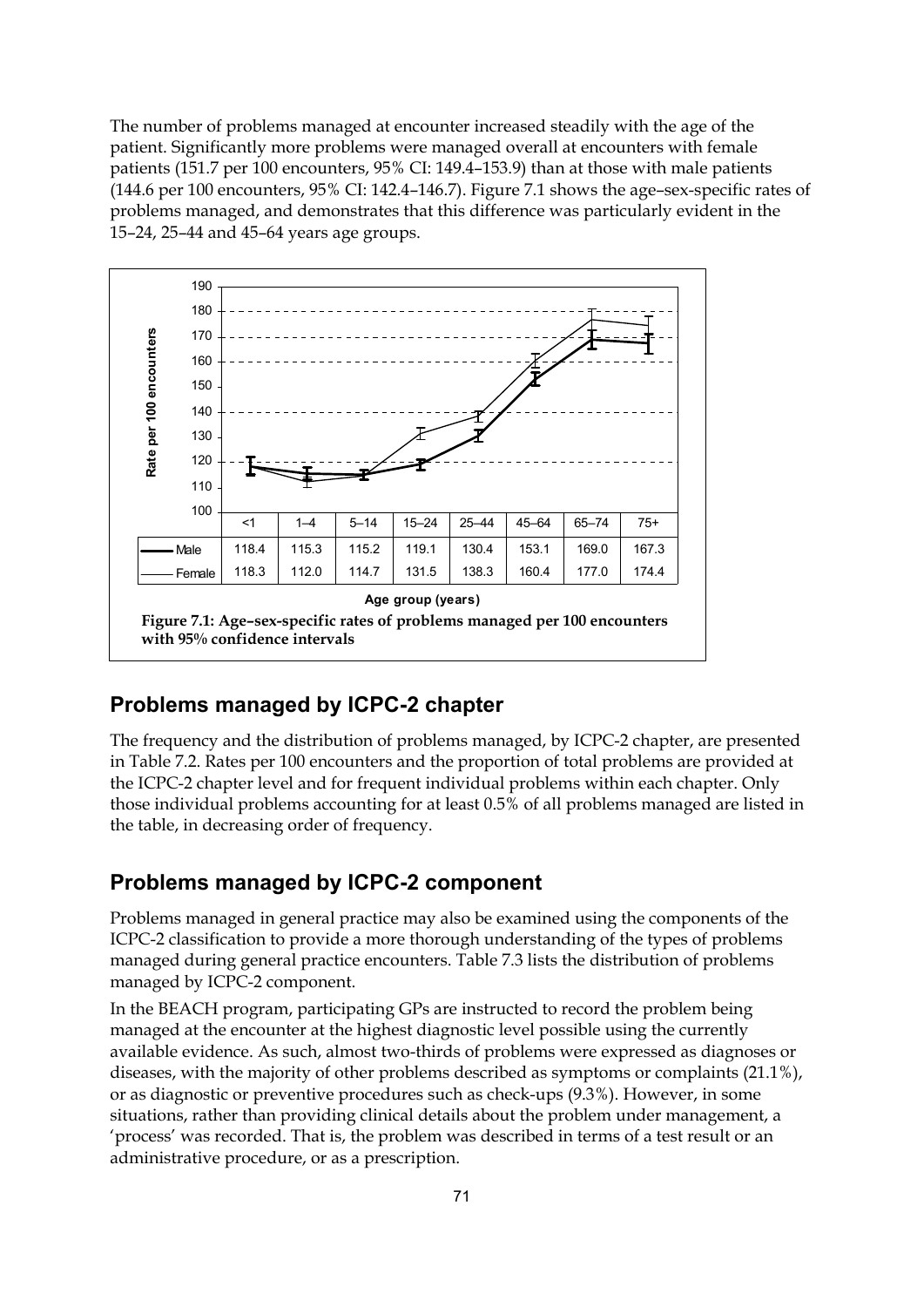The number of problems managed at encounter increased steadily with the age of the patient. Significantly more problems were managed overall at encounters with female patients (151.7 per 100 encounters, 95% CI: 149.4–153.9) than at those with male patients (144.6 per 100 encounters, 95% CI: 142.4–146.7). Figure 7.1 shows the age–sex-specific rates of problems managed, and demonstrates that this difference was particularly evident in the 15–24, 25–44 and 45–64 years age groups.

| | <1 | 1–4 | 5–14 | 15–24 | 25–44 | 45–64 | 65–74 | 75+ |
|---|---|---|---|---|---|---|---|---|
| Male | 118.4 | 115.3 | 115.2 | 119.1 | 130.4 | 153.1 | 169.0 | 167.3 |
| Female | 118.3 | 112.0 | 114.7 | 131.5 | 138.3 | 160.4 | 177.0 | 174.4 |

Age group (years)

**Figure 7.1: Age–sex-specific rates of problems managed per 100 encounters with 95% confidence intervals**

## Problems managed by ICPC-2 chapter

The frequency and the distribution of problems managed, by ICPC-2 chapter, are presented in Table 7.2. Rates per 100 encounters and the proportion of total problems are provided at the ICPC-2 chapter level and for frequent individual problems within each chapter. Only those individual problems accounting for at least 0.5% of all problems managed are listed in the table, in decreasing order of frequency.

## Problems managed by ICPC-2 component

Problems managed in general practice may also be examined using the components of the ICPC-2 classification to provide a more thorough understanding of the types of problems managed during general practice encounters. Table 7.3 lists the distribution of problems managed by ICPC-2 component.

In the BEACH program, participating GPs are instructed to record the problem being managed at the encounter at the highest diagnostic level possible using the currently available evidence. As such, almost two-thirds of problems were expressed as diagnoses or diseases, with the majority of other problems described as symptoms or complaints (21.1%), or as diagnostic or preventive procedures such as check-ups (9.3%). However, in some situations, rather than providing clinical details about the problem under management, a 'process' was recorded. That is, the problem was described in terms of a test result or an administrative procedure, or as a prescription.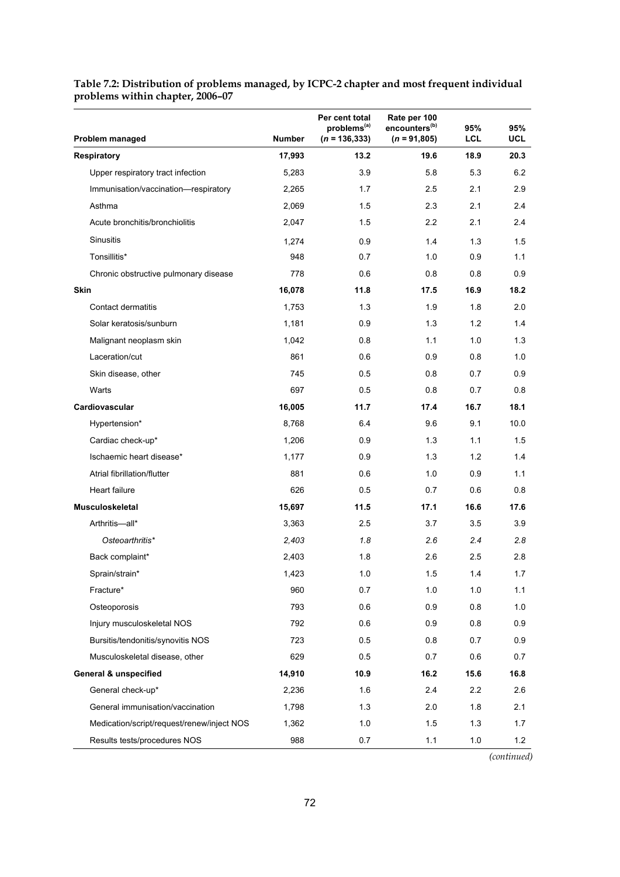**Table 7.2: Distribution of problems managed, by ICPC-2 chapter and most frequent individual problems within chapter, 2006–07**

| Problem managed | Number | Per cent total problems[(a)] (*n* = 136,333) | Rate per 100 encounters[(b)] (*n* = 91,805) | 95% LCL | 95% UCL |
|---|---|---|---|---|---|
| **Respiratory** | **17,993** | **13.2** | **19.6** | **18.9** | **20.3** |
| Upper respiratory tract infection | 5,283 | 3.9 | 5.8 | 5.3 | 6.2 |
| Immunisation/vaccination—respiratory | 2,265 | 1.7 | 2.5 | 2.1 | 2.9 |
| Asthma | 2,069 | 1.5 | 2.3 | 2.1 | 2.4 |
| Acute bronchitis/bronchiolitis | 2,047 | 1.5 | 2.2 | 2.1 | 2.4 |
| Sinusitis | 1,274 | 0.9 | 1.4 | 1.3 | 1.5 |
| Tonsillitis* | 948 | 0.7 | 1.0 | 0.9 | 1.1 |
| Chronic obstructive pulmonary disease | 778 | 0.6 | 0.8 | 0.8 | 0.9 |
| **Skin** | **16,078** | **11.8** | **17.5** | **16.9** | **18.2** |
| Contact dermatitis | 1,753 | 1.3 | 1.9 | 1.8 | 2.0 |
| Solar keratosis/sunburn | 1,181 | 0.9 | 1.3 | 1.2 | 1.4 |
| Malignant neoplasm skin | 1,042 | 0.8 | 1.1 | 1.0 | 1.3 |
| Laceration/cut | 861 | 0.6 | 0.9 | 0.8 | 1.0 |
| Skin disease, other | 745 | 0.5 | 0.8 | 0.7 | 0.9 |
| Warts | 697 | 0.5 | 0.8 | 0.7 | 0.8 |
| **Cardiovascular** | **16,005** | **11.7** | **17.4** | **16.7** | **18.1** |
| Hypertension* | 8,768 | 6.4 | 9.6 | 9.1 | 10.0 |
| Cardiac check-up* | 1,206 | 0.9 | 1.3 | 1.1 | 1.5 |
| Ischaemic heart disease* | 1,177 | 0.9 | 1.3 | 1.2 | 1.4 |
| Atrial fibrillation/flutter | 881 | 0.6 | 1.0 | 0.9 | 1.1 |
| Heart failure | 626 | 0.5 | 0.7 | 0.6 | 0.8 |
| **Musculoskeletal** | **15,697** | **11.5** | **17.1** | **16.6** | **17.6** |
| Arthritis—all* | 3,363 | 2.5 | 3.7 | 3.5 | 3.9 |
| *Osteoarthritis** | *2,403* | *1.8* | *2.6* | *2.4* | *2.8* |
| Back complaint* | 2,403 | 1.8 | 2.6 | 2.5 | 2.8 |
| Sprain/strain* | 1,423 | 1.0 | 1.5 | 1.4 | 1.7 |
| Fracture* | 960 | 0.7 | 1.0 | 1.0 | 1.1 |
| Osteoporosis | 793 | 0.6 | 0.9 | 0.8 | 1.0 |
| Injury musculoskeletal NOS | 792 | 0.6 | 0.9 | 0.8 | 0.9 |
| Bursitis/tendonitis/synovitis NOS | 723 | 0.5 | 0.8 | 0.7 | 0.9 |
| Musculoskeletal disease, other | 629 | 0.5 | 0.7 | 0.6 | 0.7 |
| **General & unspecified** | **14,910** | **10.9** | **16.2** | **15.6** | **16.8** |
| General check-up* | 2,236 | 1.6 | 2.4 | 2.2 | 2.6 |
| General immunisation/vaccination | 1,798 | 1.3 | 2.0 | 1.8 | 2.1 |
| Medication/script/request/renew/inject NOS | 1,362 | 1.0 | 1.5 | 1.3 | 1.7 |
| Results tests/procedures NOS | 988 | 0.7 | 1.1 | 1.0 | 1.2 |

*(continued)*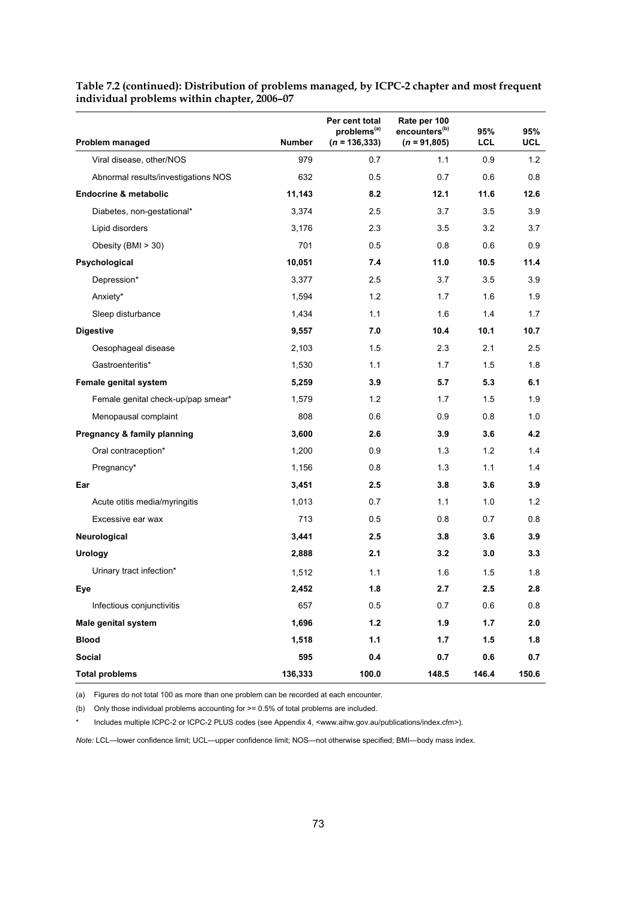**Table 7.2 (continued): Distribution of problems managed, by ICPC-2 chapter and most frequent individual problems within chapter, 2006–07**

| Problem managed | Number | Per cent total problems[(a)] (*n* = 136,333) | Rate per 100 encounters[(b)] (*n* = 91,805) | 95% LCL | 95% UCL |
|---|---|---|---|---|---|
| Viral disease, other/NOS | 979 | 0.7 | 1.1 | 0.9 | 1.2 |
| Abnormal results/investigations NOS | 632 | 0.5 | 0.7 | 0.6 | 0.8 |
| **Endocrine & metabolic** | **11,143** | **8.2** | **12.1** | **11.6** | **12.6** |
| Diabetes, non-gestational* | 3,374 | 2.5 | 3.7 | 3.5 | 3.9 |
| Lipid disorders | 3,176 | 2.3 | 3.5 | 3.2 | 3.7 |
| Obesity (BMI > 30) | 701 | 0.5 | 0.8 | 0.6 | 0.9 |
| **Psychological** | **10,051** | **7.4** | **11.0** | **10.5** | **11.4** |
| Depression* | 3,377 | 2.5 | 3.7 | 3.5 | 3.9 |
| Anxiety* | 1,594 | 1.2 | 1.7 | 1.6 | 1.9 |
| Sleep disturbance | 1,434 | 1.1 | 1.6 | 1.4 | 1.7 |
| **Digestive** | **9,557** | **7.0** | **10.4** | **10.1** | **10.7** |
| Oesophageal disease | 2,103 | 1.5 | 2.3 | 2.1 | 2.5 |
| Gastroenteritis* | 1,530 | 1.1 | 1.7 | 1.5 | 1.8 |
| **Female genital system** | **5,259** | **3.9** | **5.7** | **5.3** | **6.1** |
| Female genital check-up/pap smear* | 1,579 | 1.2 | 1.7 | 1.5 | 1.9 |
| Menopausal complaint | 808 | 0.6 | 0.9 | 0.8 | 1.0 |
| **Pregnancy & family planning** | **3,600** | **2.6** | **3.9** | **3.6** | **4.2** |
| Oral contraception* | 1,200 | 0.9 | 1.3 | 1.2 | 1.4 |
| Pregnancy* | 1,156 | 0.8 | 1.3 | 1.1 | 1.4 |
| **Ear** | **3,451** | **2.5** | **3.8** | **3.6** | **3.9** |
| Acute otitis media/myringitis | 1,013 | 0.7 | 1.1 | 1.0 | 1.2 |
| Excessive ear wax | 713 | 0.5 | 0.8 | 0.7 | 0.8 |
| **Neurological** | **3,441** | **2.5** | **3.8** | **3.6** | **3.9** |
| **Urology** | **2,888** | **2.1** | **3.2** | **3.0** | **3.3** |
| Urinary tract infection* | 1,512 | 1.1 | 1.6 | 1.5 | 1.8 |
| **Eye** | **2,452** | **1.8** | **2.7** | **2.5** | **2.8** |
| Infectious conjunctivitis | 657 | 0.5 | 0.7 | 0.6 | 0.8 |
| **Male genital system** | **1,696** | **1.2** | **1.9** | **1.7** | **2.0** |
| **Blood** | **1,518** | **1.1** | **1.7** | **1.5** | **1.8** |
| **Social** | **595** | **0.4** | **0.7** | **0.6** | **0.7** |
| **Total problems** | **136,333** | **100.0** | **148.5** | **146.4** | **150.6** |

(a) Figures do not total 100 as more than one problem can be recorded at each encounter.

(b) Only those individual problems accounting for >= 0.5% of total problems are included.

\* Includes multiple ICPC-2 or ICPC-2 PLUS codes (see Appendix 4, <www.aihw.gov.au/publications/index.cfm>).

*Note:* LCL—lower confidence limit; UCL—upper confidence limit; NOS—not otherwise specified; BMI—body mass index.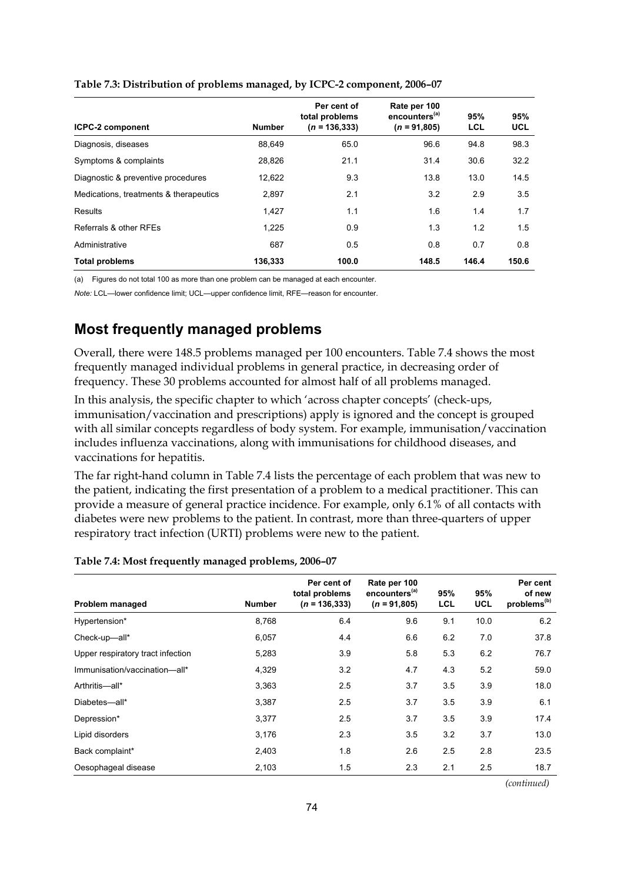**Table 7.3: Distribution of problems managed, by ICPC-2 component, 2006–07**

| ICPC-2 component | Number | Per cent of total problems (*n* = 136,333) | Rate per 100 encounters[(a)] (*n* = 91,805) | 95% LCL | 95% UCL |
|---|---|---|---|---|---|
| Diagnosis, diseases | 88,649 | 65.0 | 96.6 | 94.8 | 98.3 |
| Symptoms & complaints | 28,826 | 21.1 | 31.4 | 30.6 | 32.2 |
| Diagnostic & preventive procedures | 12,622 | 9.3 | 13.8 | 13.0 | 14.5 |
| Medications, treatments & therapeutics | 2,897 | 2.1 | 3.2 | 2.9 | 3.5 |
| Results | 1,427 | 1.1 | 1.6 | 1.4 | 1.7 |
| Referrals & other RFEs | 1,225 | 0.9 | 1.3 | 1.2 | 1.5 |
| Administrative | 687 | 0.5 | 0.8 | 0.7 | 0.8 |
| **Total problems** | **136,333** | **100.0** | **148.5** | **146.4** | **150.6** |

(a) Figures do not total 100 as more than one problem can be managed at each encounter.

*Note:* LCL—lower confidence limit; UCL—upper confidence limit, RFE—reason for encounter.

## Most frequently managed problems

Overall, there were 148.5 problems managed per 100 encounters. Table 7.4 shows the most frequently managed individual problems in general practice, in decreasing order of frequency. These 30 problems accounted for almost half of all problems managed.

In this analysis, the specific chapter to which 'across chapter concepts' (check-ups, immunisation/vaccination and prescriptions) apply is ignored and the concept is grouped with all similar concepts regardless of body system. For example, immunisation/vaccination includes influenza vaccinations, along with immunisations for childhood diseases, and vaccinations for hepatitis.

The far right-hand column in Table 7.4 lists the percentage of each problem that was new to the patient, indicating the first presentation of a problem to a medical practitioner. This can provide a measure of general practice incidence. For example, only 6.1% of all contacts with diabetes were new problems to the patient. In contrast, more than three-quarters of upper respiratory tract infection (URTI) problems were new to the patient.

**Table 7.4: Most frequently managed problems, 2006–07**

| Problem managed | Number | Per cent of total problems (*n* = 136,333) | Rate per 100 encounters[(a)] (*n* = 91,805) | 95% LCL | 95% UCL | Per cent of new problems[(b)] |
|---|---|---|---|---|---|---|
| Hypertension* | 8,768 | 6.4 | 9.6 | 9.1 | 10.0 | 6.2 |
| Check-up—all* | 6,057 | 4.4 | 6.6 | 6.2 | 7.0 | 37.8 |
| Upper respiratory tract infection | 5,283 | 3.9 | 5.8 | 5.3 | 6.2 | 76.7 |
| Immunisation/vaccination—all* | 4,329 | 3.2 | 4.7 | 4.3 | 5.2 | 59.0 |
| Arthritis—all* | 3,363 | 2.5 | 3.7 | 3.5 | 3.9 | 18.0 |
| Diabetes—all* | 3,387 | 2.5 | 3.7 | 3.5 | 3.9 | 6.1 |
| Depression* | 3,377 | 2.5 | 3.7 | 3.5 | 3.9 | 17.4 |
| Lipid disorders | 3,176 | 2.3 | 3.5 | 3.2 | 3.7 | 13.0 |
| Back complaint* | 2,403 | 1.8 | 2.6 | 2.5 | 2.8 | 23.5 |
| Oesophageal disease | 2,103 | 1.5 | 2.3 | 2.1 | 2.5 | 18.7 |

*(continued)*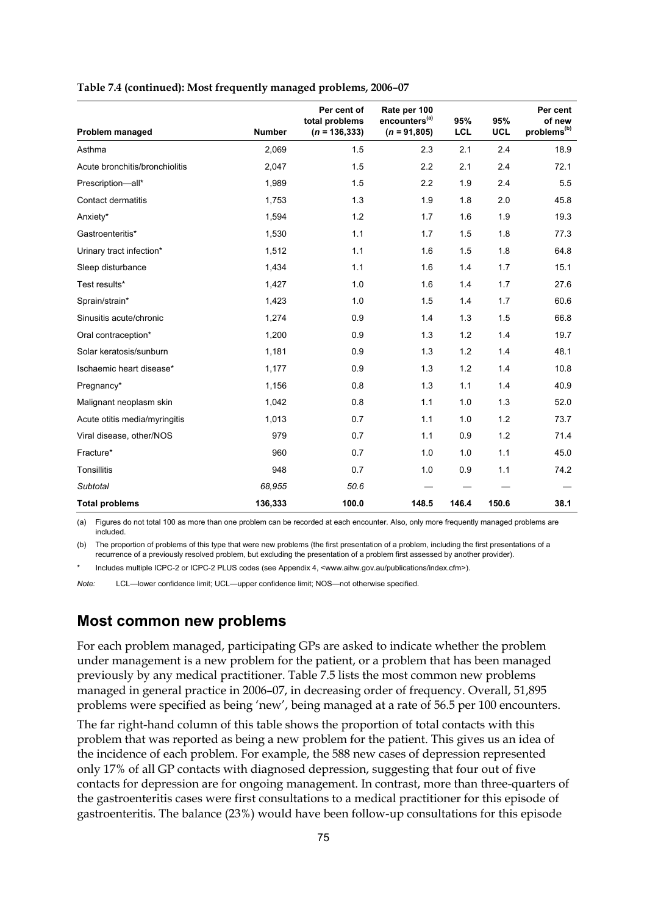**Table 7.4 (continued): Most frequently managed problems, 2006–07**

| Problem managed | Number | Per cent of total problems (*n* = 136,333) | Rate per 100 encounters[(a)] (*n* = 91,805) | 95% LCL | 95% UCL | Per cent of new problems[(b)] |
|---|---|---|---|---|---|---|
| Asthma | 2,069 | 1.5 | 2.3 | 2.1 | 2.4 | 18.9 |
| Acute bronchitis/bronchiolitis | 2,047 | 1.5 | 2.2 | 2.1 | 2.4 | 72.1 |
| Prescription—all* | 1,989 | 1.5 | 2.2 | 1.9 | 2.4 | 5.5 |
| Contact dermatitis | 1,753 | 1.3 | 1.9 | 1.8 | 2.0 | 45.8 |
| Anxiety* | 1,594 | 1.2 | 1.7 | 1.6 | 1.9 | 19.3 |
| Gastroenteritis* | 1,530 | 1.1 | 1.7 | 1.5 | 1.8 | 77.3 |
| Urinary tract infection* | 1,512 | 1.1 | 1.6 | 1.5 | 1.8 | 64.8 |
| Sleep disturbance | 1,434 | 1.1 | 1.6 | 1.4 | 1.7 | 15.1 |
| Test results* | 1,427 | 1.0 | 1.6 | 1.4 | 1.7 | 27.6 |
| Sprain/strain* | 1,423 | 1.0 | 1.5 | 1.4 | 1.7 | 60.6 |
| Sinusitis acute/chronic | 1,274 | 0.9 | 1.4 | 1.3 | 1.5 | 66.8 |
| Oral contraception* | 1,200 | 0.9 | 1.3 | 1.2 | 1.4 | 19.7 |
| Solar keratosis/sunburn | 1,181 | 0.9 | 1.3 | 1.2 | 1.4 | 48.1 |
| Ischaemic heart disease* | 1,177 | 0.9 | 1.3 | 1.2 | 1.4 | 10.8 |
| Pregnancy* | 1,156 | 0.8 | 1.3 | 1.1 | 1.4 | 40.9 |
| Malignant neoplasm skin | 1,042 | 0.8 | 1.1 | 1.0 | 1.3 | 52.0 |
| Acute otitis media/myringitis | 1,013 | 0.7 | 1.1 | 1.0 | 1.2 | 73.7 |
| Viral disease, other/NOS | 979 | 0.7 | 1.1 | 0.9 | 1.2 | 71.4 |
| Fracture* | 960 | 0.7 | 1.0 | 1.0 | 1.1 | 45.0 |
| Tonsillitis | 948 | 0.7 | 1.0 | 0.9 | 1.1 | 74.2 |
| *Subtotal* | *68,955* | *50.6* | — | — | — | — |
| **Total problems** | **136,333** | **100.0** | **148.5** | **146.4** | **150.6** | **38.1** |

(a) Figures do not total 100 as more than one problem can be recorded at each encounter. Also, only more frequently managed problems are included.

(b) The proportion of problems of this type that were new problems (the first presentation of a problem, including the first presentations of a recurrence of a previously resolved problem, but excluding the presentation of a problem first assessed by another provider).

\* Includes multiple ICPC-2 or ICPC-2 PLUS codes (see Appendix 4, <www.aihw.gov.au/publications/index.cfm>).

*Note:* LCL—lower confidence limit; UCL—upper confidence limit; NOS—not otherwise specified.

## Most common new problems

For each problem managed, participating GPs are asked to indicate whether the problem under management is a new problem for the patient, or a problem that has been managed previously by any medical practitioner. Table 7.5 lists the most common new problems managed in general practice in 2006–07, in decreasing order of frequency. Overall, 51,895 problems were specified as being 'new', being managed at a rate of 56.5 per 100 encounters.

The far right-hand column of this table shows the proportion of total contacts with this problem that was reported as being a new problem for the patient. This gives us an idea of the incidence of each problem. For example, the 588 new cases of depression represented only 17% of all GP contacts with diagnosed depression, suggesting that four out of five contacts for depression are for ongoing management. In contrast, more than three-quarters of the gastroenteritis cases were first consultations to a medical practitioner for this episode of gastroenteritis. The balance (23%) would have been follow-up consultations for this episode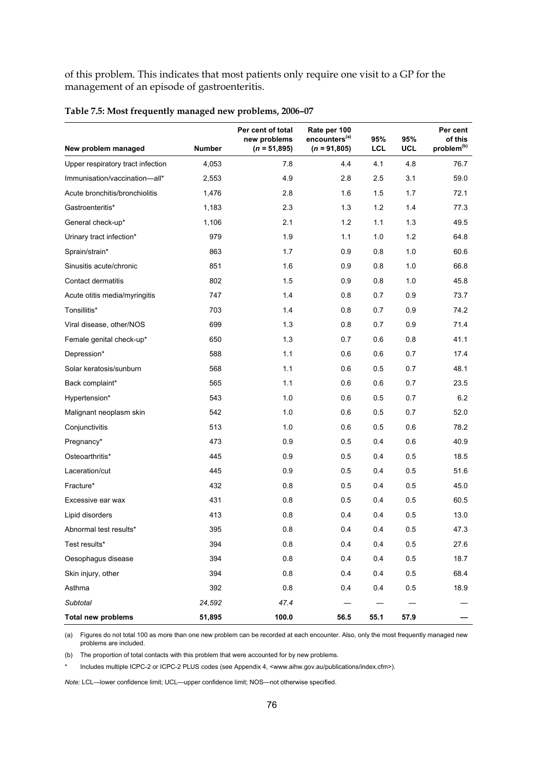of this problem. This indicates that most patients only require one visit to a GP for the management of an episode of gastroenteritis.

**Table 7.5: Most frequently managed new problems, 2006–07**

| New problem managed | Number | Per cent of total new problems ($n$ = 51,895) | Rate per 100 encounters[(a)] ($n$ = 91,805) | 95% LCL | 95% UCL | Per cent of this problem[(b)] |
|---|---|---|---|---|---|---|
| Upper respiratory tract infection | 4,053 | 7.8 | 4.4 | 4.1 | 4.8 | 76.7 |
| Immunisation/vaccination—all* | 2,553 | 4.9 | 2.8 | 2.5 | 3.1 | 59.0 |
| Acute bronchitis/bronchiolitis | 1,476 | 2.8 | 1.6 | 1.5 | 1.7 | 72.1 |
| Gastroenteritis* | 1,183 | 2.3 | 1.3 | 1.2 | 1.4 | 77.3 |
| General check-up* | 1,106 | 2.1 | 1.2 | 1.1 | 1.3 | 49.5 |
| Urinary tract infection* | 979 | 1.9 | 1.1 | 1.0 | 1.2 | 64.8 |
| Sprain/strain* | 863 | 1.7 | 0.9 | 0.8 | 1.0 | 60.6 |
| Sinusitis acute/chronic | 851 | 1.6 | 0.9 | 0.8 | 1.0 | 66.8 |
| Contact dermatitis | 802 | 1.5 | 0.9 | 0.8 | 1.0 | 45.8 |
| Acute otitis media/myringitis | 747 | 1.4 | 0.8 | 0.7 | 0.9 | 73.7 |
| Tonsillitis* | 703 | 1.4 | 0.8 | 0.7 | 0.9 | 74.2 |
| Viral disease, other/NOS | 699 | 1.3 | 0.8 | 0.7 | 0.9 | 71.4 |
| Female genital check-up* | 650 | 1.3 | 0.7 | 0.6 | 0.8 | 41.1 |
| Depression* | 588 | 1.1 | 0.6 | 0.6 | 0.7 | 17.4 |
| Solar keratosis/sunburn | 568 | 1.1 | 0.6 | 0.5 | 0.7 | 48.1 |
| Back complaint* | 565 | 1.1 | 0.6 | 0.6 | 0.7 | 23.5 |
| Hypertension* | 543 | 1.0 | 0.6 | 0.5 | 0.7 | 6.2 |
| Malignant neoplasm skin | 542 | 1.0 | 0.6 | 0.5 | 0.7 | 52.0 |
| Conjunctivitis | 513 | 1.0 | 0.6 | 0.5 | 0.6 | 78.2 |
| Pregnancy* | 473 | 0.9 | 0.5 | 0.4 | 0.6 | 40.9 |
| Osteoarthritis* | 445 | 0.9 | 0.5 | 0.4 | 0.5 | 18.5 |
| Laceration/cut | 445 | 0.9 | 0.5 | 0.4 | 0.5 | 51.6 |
| Fracture* | 432 | 0.8 | 0.5 | 0.4 | 0.5 | 45.0 |
| Excessive ear wax | 431 | 0.8 | 0.5 | 0.4 | 0.5 | 60.5 |
| Lipid disorders | 413 | 0.8 | 0.4 | 0.4 | 0.5 | 13.0 |
| Abnormal test results* | 395 | 0.8 | 0.4 | 0.4 | 0.5 | 47.3 |
| Test results* | 394 | 0.8 | 0.4 | 0.4 | 0.5 | 27.6 |
| Oesophagus disease | 394 | 0.8 | 0.4 | 0.4 | 0.5 | 18.7 |
| Skin injury, other | 394 | 0.8 | 0.4 | 0.4 | 0.5 | 68.4 |
| Asthma | 392 | 0.8 | 0.4 | 0.4 | 0.5 | 18.9 |
| *Subtotal* | *24,592* | *47.4* | — | — | — | — |
| **Total new problems** | **51,895** | **100.0** | **56.5** | **55.1** | **57.9** | **—** |

(a) Figures do not total 100 as more than one new problem can be recorded at each encounter. Also, only the most frequently managed new problems are included.

(b) The proportion of total contacts with this problem that were accounted for by new problems.

\* Includes multiple ICPC-2 or ICPC-2 PLUS codes (see Appendix 4, <www.aihw.gov.au/publications/index.cfm>).

*Note:* LCL—lower confidence limit; UCL—upper confidence limit; NOS—not otherwise specified.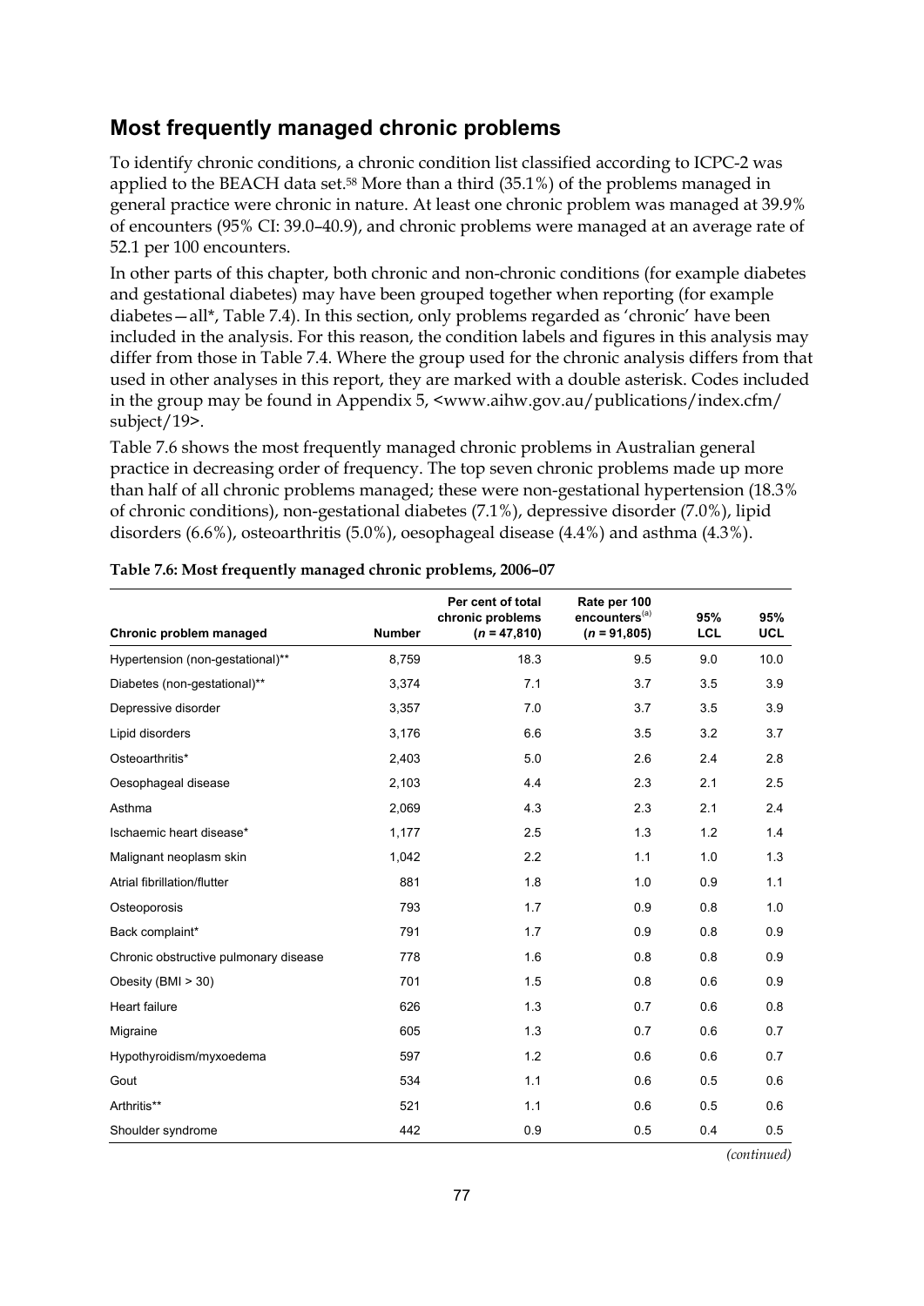## Most frequently managed chronic problems

To identify chronic conditions, a chronic condition list classified according to ICPC-2 was applied to the BEACH data set.[58] More than a third (35.1%) of the problems managed in general practice were chronic in nature. At least one chronic problem was managed at 39.9% of encounters (95% CI: 39.0–40.9), and chronic problems were managed at an average rate of 52.1 per 100 encounters.

In other parts of this chapter, both chronic and non-chronic conditions (for example diabetes and gestational diabetes) may have been grouped together when reporting (for example diabetes—all*, Table 7.4). In this section, only problems regarded as 'chronic' have been included in the analysis. For this reason, the condition labels and figures in this analysis may differ from those in Table 7.4. Where the group used for the chronic analysis differs from that used in other analyses in this report, they are marked with a double asterisk. Codes included in the group may be found in Appendix 5, <www.aihw.gov.au/publications/index.cfm/subject/19>.

Table 7.6 shows the most frequently managed chronic problems in Australian general practice in decreasing order of frequency. The top seven chronic problems made up more than half of all chronic problems managed; these were non-gestational hypertension (18.3% of chronic conditions), non-gestational diabetes (7.1%), depressive disorder (7.0%), lipid disorders (6.6%), osteoarthritis (5.0%), oesophageal disease (4.4%) and asthma (4.3%).

**Table 7.6: Most frequently managed chronic problems, 2006–07**

| Chronic problem managed | Number | Per cent of total chronic problems (*n* = 47,810) | Rate per 100 encounters[(a)] (*n* = 91,805) | 95% LCL | 95% UCL |
|---|---|---|---|---|---|
| Hypertension (non-gestational)** | 8,759 | 18.3 | 9.5 | 9.0 | 10.0 |
| Diabetes (non-gestational)** | 3,374 | 7.1 | 3.7 | 3.5 | 3.9 |
| Depressive disorder | 3,357 | 7.0 | 3.7 | 3.5 | 3.9 |
| Lipid disorders | 3,176 | 6.6 | 3.5 | 3.2 | 3.7 |
| Osteoarthritis* | 2,403 | 5.0 | 2.6 | 2.4 | 2.8 |
| Oesophageal disease | 2,103 | 4.4 | 2.3 | 2.1 | 2.5 |
| Asthma | 2,069 | 4.3 | 2.3 | 2.1 | 2.4 |
| Ischaemic heart disease* | 1,177 | 2.5 | 1.3 | 1.2 | 1.4 |
| Malignant neoplasm skin | 1,042 | 2.2 | 1.1 | 1.0 | 1.3 |
| Atrial fibrillation/flutter | 881 | 1.8 | 1.0 | 0.9 | 1.1 |
| Osteoporosis | 793 | 1.7 | 0.9 | 0.8 | 1.0 |
| Back complaint* | 791 | 1.7 | 0.9 | 0.8 | 0.9 |
| Chronic obstructive pulmonary disease | 778 | 1.6 | 0.8 | 0.8 | 0.9 |
| Obesity (BMI > 30) | 701 | 1.5 | 0.8 | 0.6 | 0.9 |
| Heart failure | 626 | 1.3 | 0.7 | 0.6 | 0.8 |
| Migraine | 605 | 1.3 | 0.7 | 0.6 | 0.7 |
| Hypothyroidism/myxoedema | 597 | 1.2 | 0.6 | 0.6 | 0.7 |
| Gout | 534 | 1.1 | 0.6 | 0.5 | 0.6 |
| Arthritis** | 521 | 1.1 | 0.6 | 0.5 | 0.6 |
| Shoulder syndrome | 442 | 0.9 | 0.5 | 0.4 | 0.5 |

*(continued)*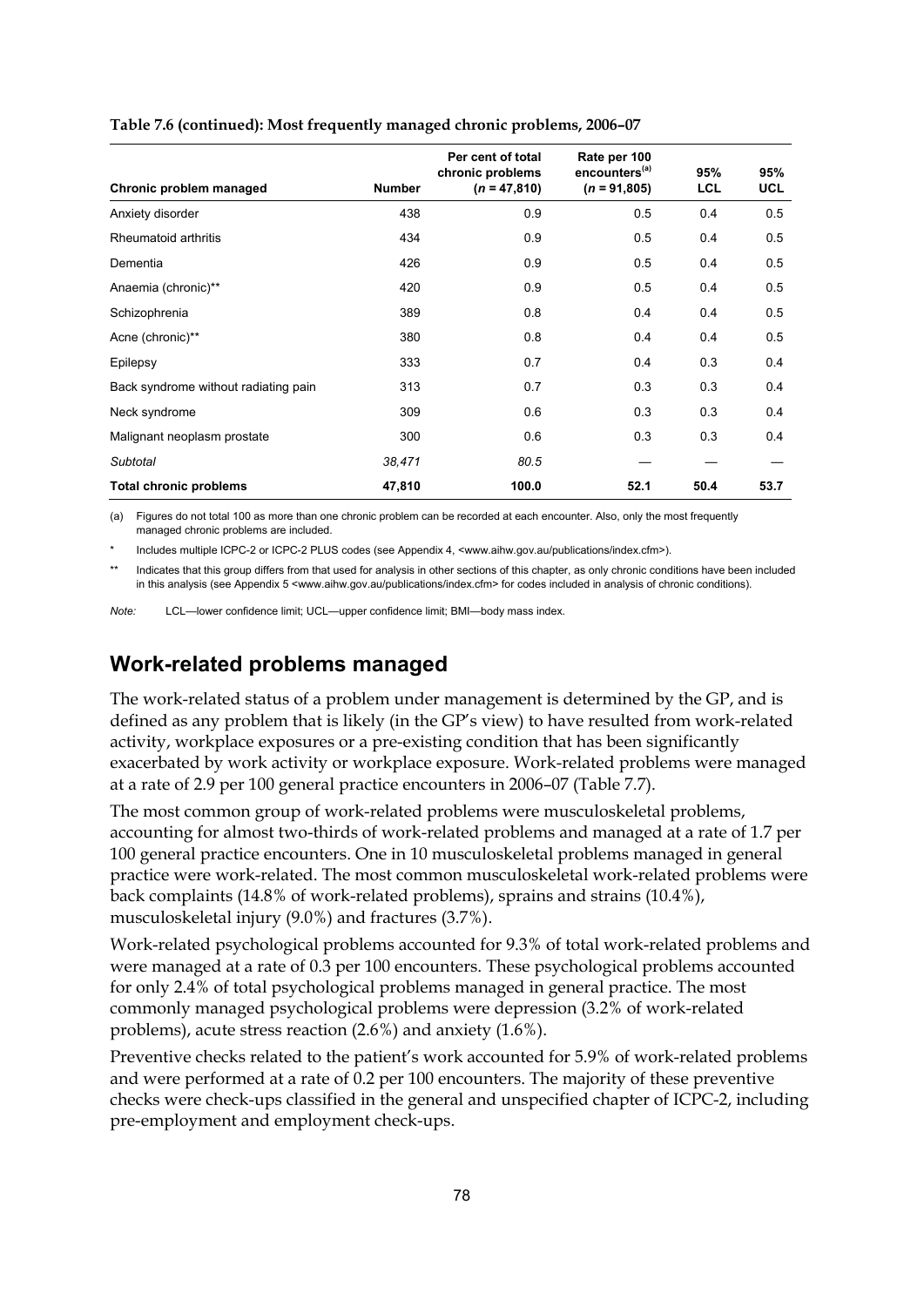**Table 7.6 (continued): Most frequently managed chronic problems, 2006–07**

| Chronic problem managed | Number | Per cent of total chronic problems (*n* = 47,810) | Rate per 100 encounters[(a)] (*n* = 91,805) | 95% LCL | 95% UCL |
|---|---|---|---|---|---|
| Anxiety disorder | 438 | 0.9 | 0.5 | 0.4 | 0.5 |
| Rheumatoid arthritis | 434 | 0.9 | 0.5 | 0.4 | 0.5 |
| Dementia | 426 | 0.9 | 0.5 | 0.4 | 0.5 |
| Anaemia (chronic)** | 420 | 0.9 | 0.5 | 0.4 | 0.5 |
| Schizophrenia | 389 | 0.8 | 0.4 | 0.4 | 0.5 |
| Acne (chronic)** | 380 | 0.8 | 0.4 | 0.4 | 0.5 |
| Epilepsy | 333 | 0.7 | 0.4 | 0.3 | 0.4 |
| Back syndrome without radiating pain | 313 | 0.7 | 0.3 | 0.3 | 0.4 |
| Neck syndrome | 309 | 0.6 | 0.3 | 0.3 | 0.4 |
| Malignant neoplasm prostate | 300 | 0.6 | 0.3 | 0.3 | 0.4 |
| *Subtotal* | *38,471* | *80.5* | — | — | — |
| **Total chronic problems** | **47,810** | **100.0** | **52.1** | **50.4** | **53.7** |

(a) Figures do not total 100 as more than one chronic problem can be recorded at each encounter. Also, only the most frequently managed chronic problems are included.

\* Includes multiple ICPC-2 or ICPC-2 PLUS codes (see Appendix 4, <www.aihw.gov.au/publications/index.cfm>).

\*\* Indicates that this group differs from that used for analysis in other sections of this chapter, as only chronic conditions have been included in this analysis (see Appendix 5 <www.aihw.gov.au/publications/index.cfm> for codes included in analysis of chronic conditions).

*Note:* LCL—lower confidence limit; UCL—upper confidence limit; BMI—body mass index.

## Work-related problems managed

The work-related status of a problem under management is determined by the GP, and is defined as any problem that is likely (in the GP's view) to have resulted from work-related activity, workplace exposures or a pre-existing condition that has been significantly exacerbated by work activity or workplace exposure. Work-related problems were managed at a rate of 2.9 per 100 general practice encounters in 2006–07 (Table 7.7).

The most common group of work-related problems were musculoskeletal problems, accounting for almost two-thirds of work-related problems and managed at a rate of 1.7 per 100 general practice encounters. One in 10 musculoskeletal problems managed in general practice were work-related. The most common musculoskeletal work-related problems were back complaints (14.8% of work-related problems), sprains and strains (10.4%), musculoskeletal injury (9.0%) and fractures (3.7%).

Work-related psychological problems accounted for 9.3% of total work-related problems and were managed at a rate of 0.3 per 100 encounters. These psychological problems accounted for only 2.4% of total psychological problems managed in general practice. The most commonly managed psychological problems were depression (3.2% of work-related problems), acute stress reaction (2.6%) and anxiety (1.6%).

Preventive checks related to the patient's work accounted for 5.9% of work-related problems and were performed at a rate of 0.2 per 100 encounters. The majority of these preventive checks were check-ups classified in the general and unspecified chapter of ICPC-2, including pre-employment and employment check-ups.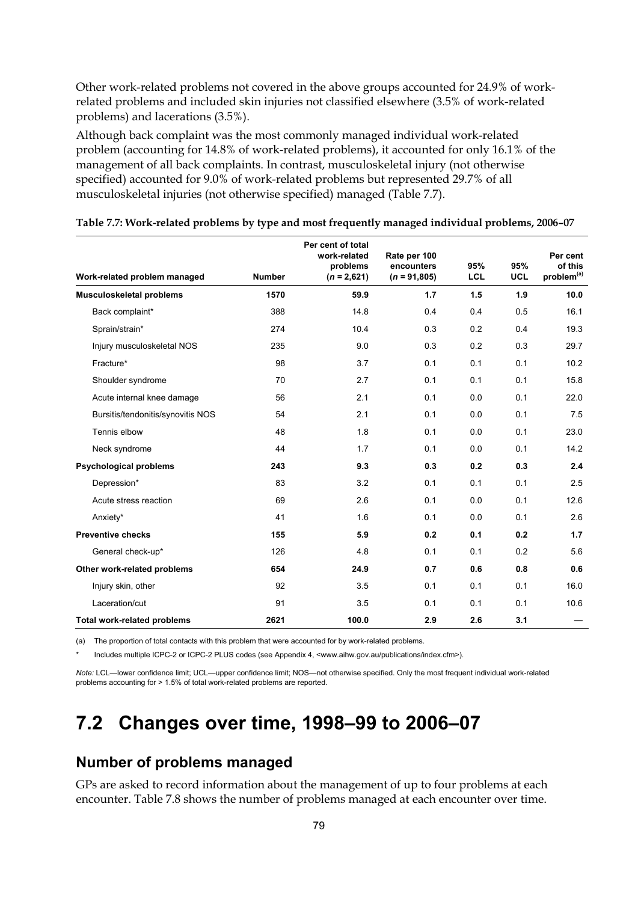Other work-related problems not covered in the above groups accounted for 24.9% of work-related problems and included skin injuries not classified elsewhere (3.5% of work-related problems) and lacerations (3.5%).

Although back complaint was the most commonly managed individual work-related problem (accounting for 14.8% of work-related problems), it accounted for only 16.1% of the management of all back complaints. In contrast, musculoskeletal injury (not otherwise specified) accounted for 9.0% of work-related problems but represented 29.7% of all musculoskeletal injuries (not otherwise specified) managed (Table 7.7).

**Table 7.7: Work-related problems by type and most frequently managed individual problems, 2006–07**

| Work-related problem managed | Number | Per cent of total work-related problems (*n* = 2,621) | Rate per 100 encounters (*n* = 91,805) | 95% LCL | 95% UCL | Per cent of this problem[(a)] |
|---|---|---|---|---|---|---|
| **Musculoskeletal problems** | **1570** | **59.9** | **1.7** | **1.5** | **1.9** | **10.0** |
| Back complaint* | 388 | 14.8 | 0.4 | 0.4 | 0.5 | 16.1 |
| Sprain/strain* | 274 | 10.4 | 0.3 | 0.2 | 0.4 | 19.3 |
| Injury musculoskeletal NOS | 235 | 9.0 | 0.3 | 0.2 | 0.3 | 29.7 |
| Fracture* | 98 | 3.7 | 0.1 | 0.1 | 0.1 | 10.2 |
| Shoulder syndrome | 70 | 2.7 | 0.1 | 0.1 | 0.1 | 15.8 |
| Acute internal knee damage | 56 | 2.1 | 0.1 | 0.0 | 0.1 | 22.0 |
| Bursitis/tendonitis/synovitis NOS | 54 | 2.1 | 0.1 | 0.0 | 0.1 | 7.5 |
| Tennis elbow | 48 | 1.8 | 0.1 | 0.0 | 0.1 | 23.0 |
| Neck syndrome | 44 | 1.7 | 0.1 | 0.0 | 0.1 | 14.2 |
| **Psychological problems** | **243** | **9.3** | **0.3** | **0.2** | **0.3** | **2.4** |
| Depression* | 83 | 3.2 | 0.1 | 0.1 | 0.1 | 2.5 |
| Acute stress reaction | 69 | 2.6 | 0.1 | 0.0 | 0.1 | 12.6 |
| Anxiety* | 41 | 1.6 | 0.1 | 0.0 | 0.1 | 2.6 |
| **Preventive checks** | **155** | **5.9** | **0.2** | **0.1** | **0.2** | **1.7** |
| General check-up* | 126 | 4.8 | 0.1 | 0.1 | 0.2 | 5.6 |
| **Other work-related problems** | **654** | **24.9** | **0.7** | **0.6** | **0.8** | **0.6** |
| Injury skin, other | 92 | 3.5 | 0.1 | 0.1 | 0.1 | 16.0 |
| Laceration/cut | 91 | 3.5 | 0.1 | 0.1 | 0.1 | 10.6 |
| **Total work-related problems** | **2621** | **100.0** | **2.9** | **2.6** | **3.1** | **—** |

(a) The proportion of total contacts with this problem that were accounted for by work-related problems.

\* Includes multiple ICPC-2 or ICPC-2 PLUS codes (see Appendix 4, <www.aihw.gov.au/publications/index.cfm>).

*Note:* LCL—lower confidence limit; UCL—upper confidence limit; NOS—not otherwise specified. Only the most frequent individual work-related problems accounting for > 1.5% of total work-related problems are reported.

# 7.2 Changes over time, 1998–99 to 2006–07

## Number of problems managed

GPs are asked to record information about the management of up to four problems at each encounter. Table 7.8 shows the number of problems managed at each encounter over time.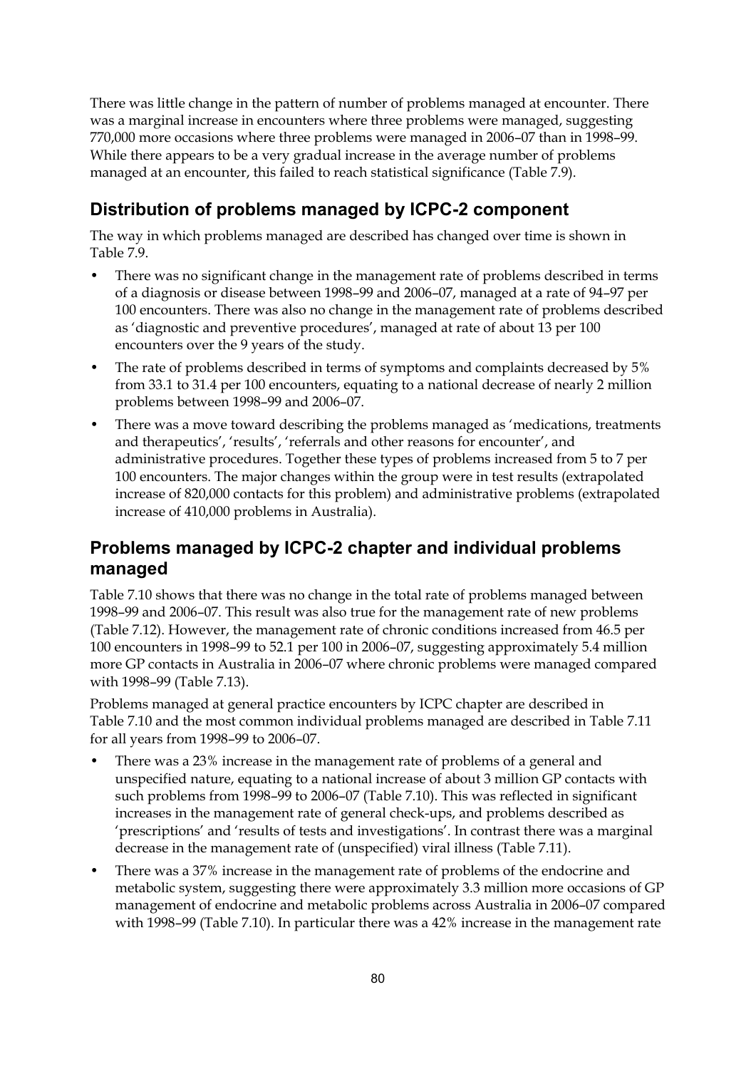There was little change in the pattern of number of problems managed at encounter. There was a marginal increase in encounters where three problems were managed, suggesting 770,000 more occasions where three problems were managed in 2006–07 than in 1998–99. While there appears to be a very gradual increase in the average number of problems managed at an encounter, this failed to reach statistical significance (Table 7.9).

## Distribution of problems managed by ICPC-2 component

The way in which problems managed are described has changed over time is shown in Table 7.9.

- There was no significant change in the management rate of problems described in terms of a diagnosis or disease between 1998–99 and 2006–07, managed at a rate of 94–97 per 100 encounters. There was also no change in the management rate of problems described as 'diagnostic and preventive procedures', managed at rate of about 13 per 100 encounters over the 9 years of the study.
- The rate of problems described in terms of symptoms and complaints decreased by 5% from 33.1 to 31.4 per 100 encounters, equating to a national decrease of nearly 2 million problems between 1998–99 and 2006–07.
- There was a move toward describing the problems managed as 'medications, treatments and therapeutics', 'results', 'referrals and other reasons for encounter', and administrative procedures. Together these types of problems increased from 5 to 7 per 100 encounters. The major changes within the group were in test results (extrapolated increase of 820,000 contacts for this problem) and administrative problems (extrapolated increase of 410,000 problems in Australia).

## Problems managed by ICPC-2 chapter and individual problems managed

Table 7.10 shows that there was no change in the total rate of problems managed between 1998–99 and 2006–07. This result was also true for the management rate of new problems (Table 7.12). However, the management rate of chronic conditions increased from 46.5 per 100 encounters in 1998–99 to 52.1 per 100 in 2006–07, suggesting approximately 5.4 million more GP contacts in Australia in 2006–07 where chronic problems were managed compared with 1998–99 (Table 7.13).

Problems managed at general practice encounters by ICPC chapter are described in Table 7.10 and the most common individual problems managed are described in Table 7.11 for all years from 1998–99 to 2006–07.

- There was a 23% increase in the management rate of problems of a general and unspecified nature, equating to a national increase of about 3 million GP contacts with such problems from 1998–99 to 2006–07 (Table 7.10). This was reflected in significant increases in the management rate of general check-ups, and problems described as 'prescriptions' and 'results of tests and investigations'. In contrast there was a marginal decrease in the management rate of (unspecified) viral illness (Table 7.11).
- There was a 37% increase in the management rate of problems of the endocrine and metabolic system, suggesting there were approximately 3.3 million more occasions of GP management of endocrine and metabolic problems across Australia in 2006–07 compared with 1998–99 (Table 7.10). In particular there was a 42% increase in the management rate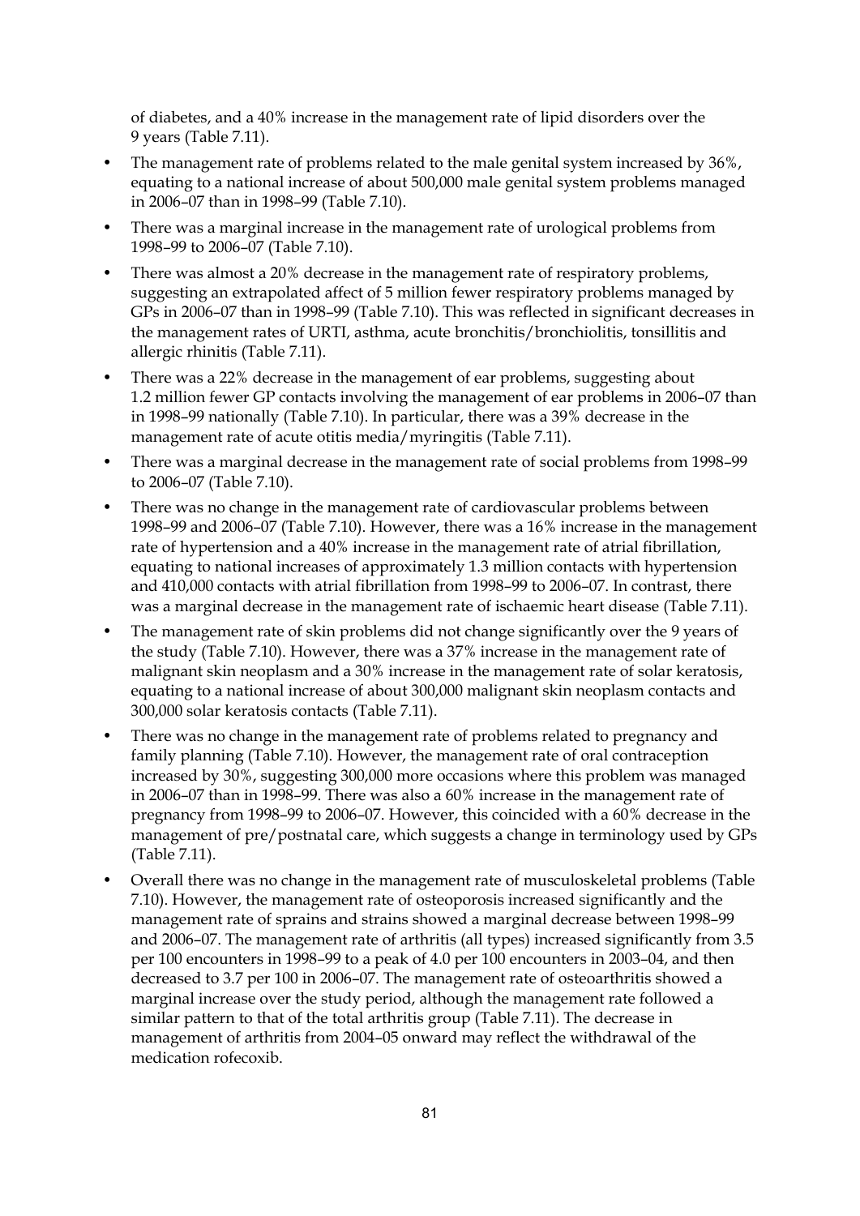of diabetes, and a 40% increase in the management rate of lipid disorders over the 9 years (Table 7.11).

- The management rate of problems related to the male genital system increased by 36%, equating to a national increase of about 500,000 male genital system problems managed in 2006–07 than in 1998–99 (Table 7.10).
- There was a marginal increase in the management rate of urological problems from 1998–99 to 2006–07 (Table 7.10).
- There was almost a 20% decrease in the management rate of respiratory problems, suggesting an extrapolated affect of 5 million fewer respiratory problems managed by GPs in 2006–07 than in 1998–99 (Table 7.10). This was reflected in significant decreases in the management rates of URTI, asthma, acute bronchitis/bronchiolitis, tonsillitis and allergic rhinitis (Table 7.11).
- There was a 22% decrease in the management of ear problems, suggesting about 1.2 million fewer GP contacts involving the management of ear problems in 2006–07 than in 1998–99 nationally (Table 7.10). In particular, there was a 39% decrease in the management rate of acute otitis media/myringitis (Table 7.11).
- There was a marginal decrease in the management rate of social problems from 1998–99 to 2006–07 (Table 7.10).
- There was no change in the management rate of cardiovascular problems between 1998–99 and 2006–07 (Table 7.10). However, there was a 16% increase in the management rate of hypertension and a 40% increase in the management rate of atrial fibrillation, equating to national increases of approximately 1.3 million contacts with hypertension and 410,000 contacts with atrial fibrillation from 1998–99 to 2006–07. In contrast, there was a marginal decrease in the management rate of ischaemic heart disease (Table 7.11).
- The management rate of skin problems did not change significantly over the 9 years of the study (Table 7.10). However, there was a 37% increase in the management rate of malignant skin neoplasm and a 30% increase in the management rate of solar keratosis, equating to a national increase of about 300,000 malignant skin neoplasm contacts and 300,000 solar keratosis contacts (Table 7.11).
- There was no change in the management rate of problems related to pregnancy and family planning (Table 7.10). However, the management rate of oral contraception increased by 30%, suggesting 300,000 more occasions where this problem was managed in 2006–07 than in 1998–99. There was also a 60% increase in the management rate of pregnancy from 1998–99 to 2006–07. However, this coincided with a 60% decrease in the management of pre/postnatal care, which suggests a change in terminology used by GPs (Table 7.11).
- Overall there was no change in the management rate of musculoskeletal problems (Table 7.10). However, the management rate of osteoporosis increased significantly and the management rate of sprains and strains showed a marginal decrease between 1998–99 and 2006–07. The management rate of arthritis (all types) increased significantly from 3.5 per 100 encounters in 1998–99 to a peak of 4.0 per 100 encounters in 2003–04, and then decreased to 3.7 per 100 in 2006–07. The management rate of osteoarthritis showed a marginal increase over the study period, although the management rate followed a similar pattern to that of the total arthritis group (Table 7.11). The decrease in management of arthritis from 2004–05 onward may reflect the withdrawal of the medication rofecoxib.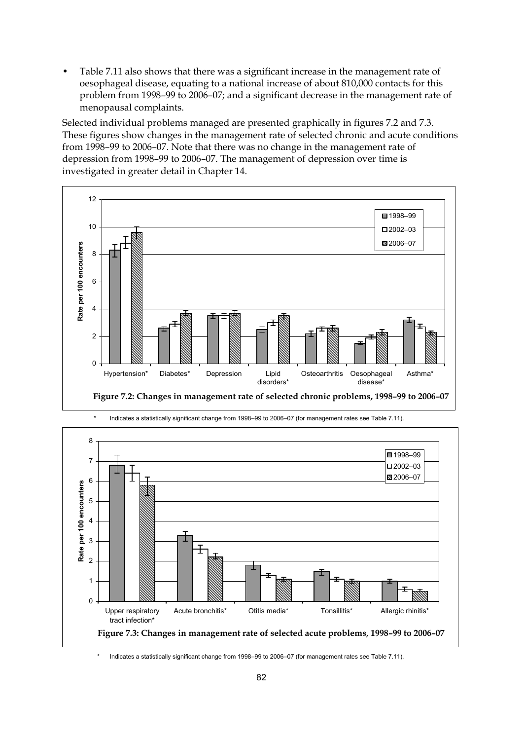- Table 7.11 also shows that there was a significant increase in the management rate of oesophageal disease, equating to a national increase of about 810,000 contacts for this problem from 1998–99 to 2006–07; and a significant decrease in the management rate of menopausal complaints.

Selected individual problems managed are presented graphically in figures 7.2 and 7.3. These figures show changes in the management rate of selected chronic and acute conditions from 1998–99 to 2006–07. Note that there was no change in the management rate of depression from 1998–99 to 2006–07. The management of depression over time is investigated in greater detail in Chapter 14.

**Figure 7.2: Changes in management rate of selected chronic problems, 1998–99 to 2006–07**

\* Indicates a statistically significant change from 1998–99 to 2006–07 (for management rates see Table 7.11).

**Figure 7.3: Changes in management rate of selected acute problems, 1998–99 to 2006–07**

\* Indicates a statistically significant change from 1998–99 to 2006–07 (for management rates see Table 7.11).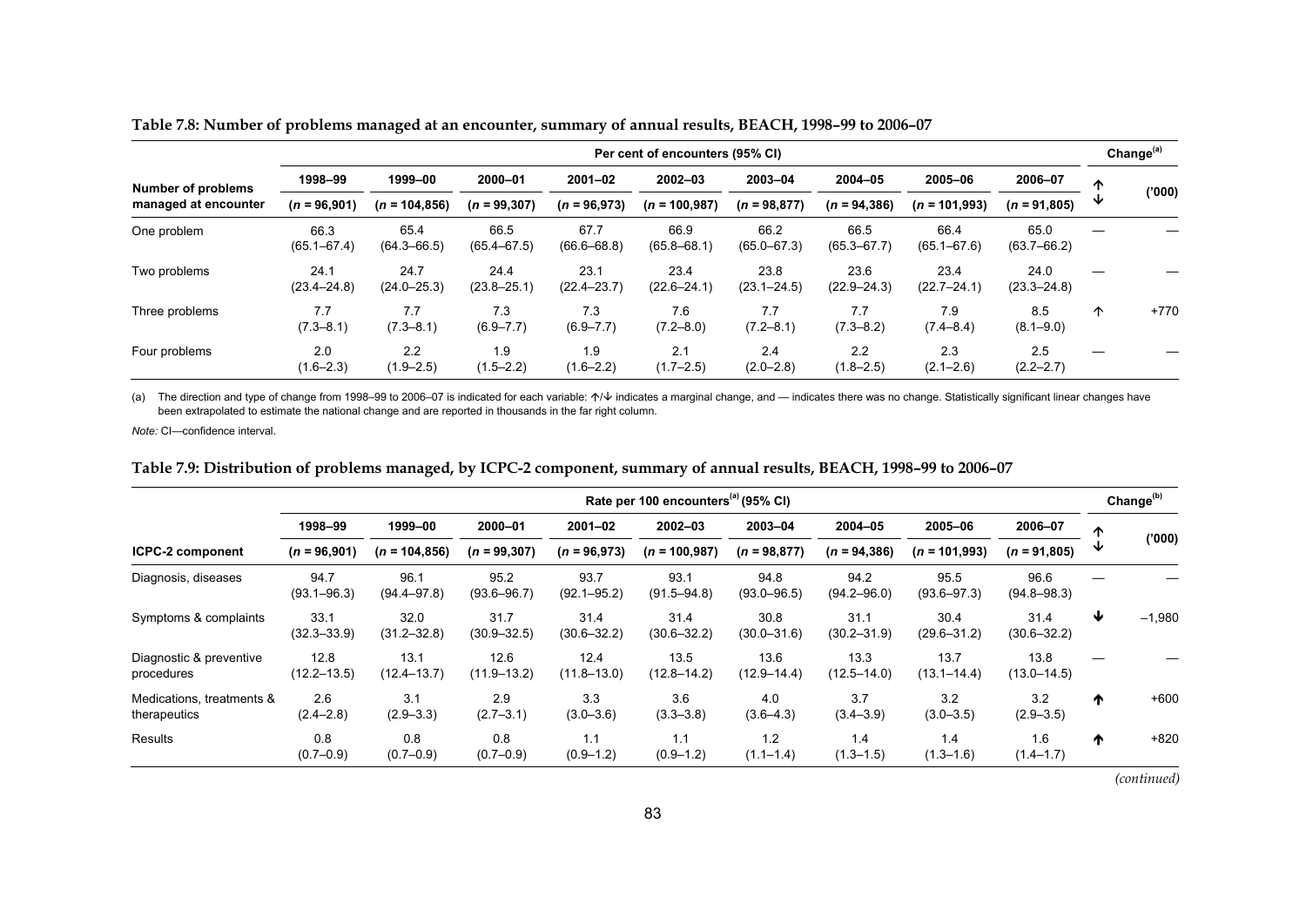**Table 7.8: Number of problems managed at an encounter, summary of annual results, BEACH, 1998–99 to 2006–07**

| Number of problems managed at encounter | Per cent of encounters (95% CI) | | | | | | | | | Change[(a)] | |
|---|---|---|---|---|---|---|---|---|---|---|---|
| | 1998–99 | 1999–00 | 2000–01 | 2001–02 | 2002–03 | 2003–04 | 2004–05 | 2005–06 | 2006–07 | ↑↓ | ('000) |
| | (*n* = 96,901) | (*n* = 104,856) | (*n* = 99,307) | (*n* = 96,973) | (*n* = 100,987) | (*n* = 98,877) | (*n* = 94,386) | (*n* = 101,993) | (*n* = 91,805) | | |
| One problem | 66.3 (65.1–67.4) | 65.4 (64.3–66.5) | 66.5 (65.4–67.5) | 67.7 (66.6–68.8) | 66.9 (65.8–68.1) | 66.2 (65.0–67.3) | 66.5 (65.3–67.7) | 66.4 (65.1–67.6) | 65.0 (63.7–66.2) | — | — |
| Two problems | 24.1 (23.4–24.8) | 24.7 (24.0–25.3) | 24.4 (23.8–25.1) | 23.1 (22.4–23.7) | 23.4 (22.6–24.1) | 23.8 (23.1–24.5) | 23.6 (22.9–24.3) | 23.4 (22.7–24.1) | 24.0 (23.3–24.8) | — | — |
| Three problems | 7.7 (7.3–8.1) | 7.7 (7.3–8.1) | 7.3 (6.9–7.7) | 7.3 (6.9–7.7) | 7.6 (7.2–8.0) | 7.7 (7.2–8.1) | 7.7 (7.3–8.2) | 7.9 (7.4–8.4) | 8.5 (8.1–9.0) | ↑ | +770 |
| Four problems | 2.0 (1.6–2.3) | 2.2 (1.9–2.5) | 1.9 (1.5–2.2) | 1.9 (1.6–2.2) | 2.1 (1.7–2.5) | 2.4 (2.0–2.8) | 2.2 (1.8–2.5) | 2.3 (2.1–2.6) | 2.5 (2.2–2.7) | — | — |

(a) The direction and type of change from 1998–99 to 2006–07 is indicated for each variable: ↑/↓ indicates a marginal change, and — indicates there was no change. Statistically significant linear changes have been extrapolated to estimate the national change and are reported in thousands in the far right column.

*Note:* CI—confidence interval.

**Table 7.9: Distribution of problems managed, by ICPC-2 component, summary of annual results, BEACH, 1998–99 to 2006–07**

| ICPC-2 component | Rate per 100 encounters[(a)] (95% CI) | | | | | | | | | Change[(b)] | |
|---|---|---|---|---|---|---|---|---|---|---|---|
| | 1998–99 | 1999–00 | 2000–01 | 2001–02 | 2002–03 | 2003–04 | 2004–05 | 2005–06 | 2006–07 | ↑↓ | ('000) |
| | (*n* = 96,901) | (*n* = 104,856) | (*n* = 99,307) | (*n* = 96,973) | (*n* = 100,987) | (*n* = 98,877) | (*n* = 94,386) | (*n* = 101,993) | (*n* = 91,805) | | |
| Diagnosis, diseases | 94.7 (93.1–96.3) | 96.1 (94.4–97.8) | 95.2 (93.6–96.7) | 93.7 (92.1–95.2) | 93.1 (91.5–94.8) | 94.8 (93.0–96.5) | 94.2 (94.2–96.0) | 95.5 (93.6–97.3) | 96.6 (94.8–98.3) | — | — |
| Symptoms & complaints | 33.1 (32.3–33.9) | 32.0 (31.2–32.8) | 31.7 (30.9–32.5) | 31.4 (30.6–32.2) | 31.4 (30.6–32.2) | 30.8 (30.0–31.6) | 31.1 (30.2–31.9) | 30.4 (29.6–31.2) | 31.4 (30.6–32.2) | ↓ | –1,980 |
| Diagnostic & preventive procedures | 12.8 (12.2–13.5) | 13.1 (12.4–13.7) | 12.6 (11.9–13.2) | 12.4 (11.8–13.0) | 13.5 (12.8–14.2) | 13.6 (12.9–14.4) | 13.3 (12.5–14.0) | 13.7 (13.1–14.4) | 13.8 (13.0–14.5) | — | — |
| Medications, treatments & therapeutics | 2.6 (2.4–2.8) | 3.1 (2.9–3.3) | 2.9 (2.7–3.1) | 3.3 (3.0–3.6) | 3.6 (3.3–3.8) | 4.0 (3.6–4.3) | 3.7 (3.4–3.9) | 3.2 (3.0–3.5) | 3.2 (2.9–3.5) | ↑ | +600 |
| Results | 0.8 (0.7–0.9) | 0.8 (0.7–0.9) | 0.8 (0.7–0.9) | 1.1 (0.9–1.2) | 1.1 (0.9–1.2) | 1.2 (1.1–1.4) | 1.4 (1.3–1.5) | 1.4 (1.3–1.6) | 1.6 (1.4–1.7) | ↑ | +820 |

*(continued)*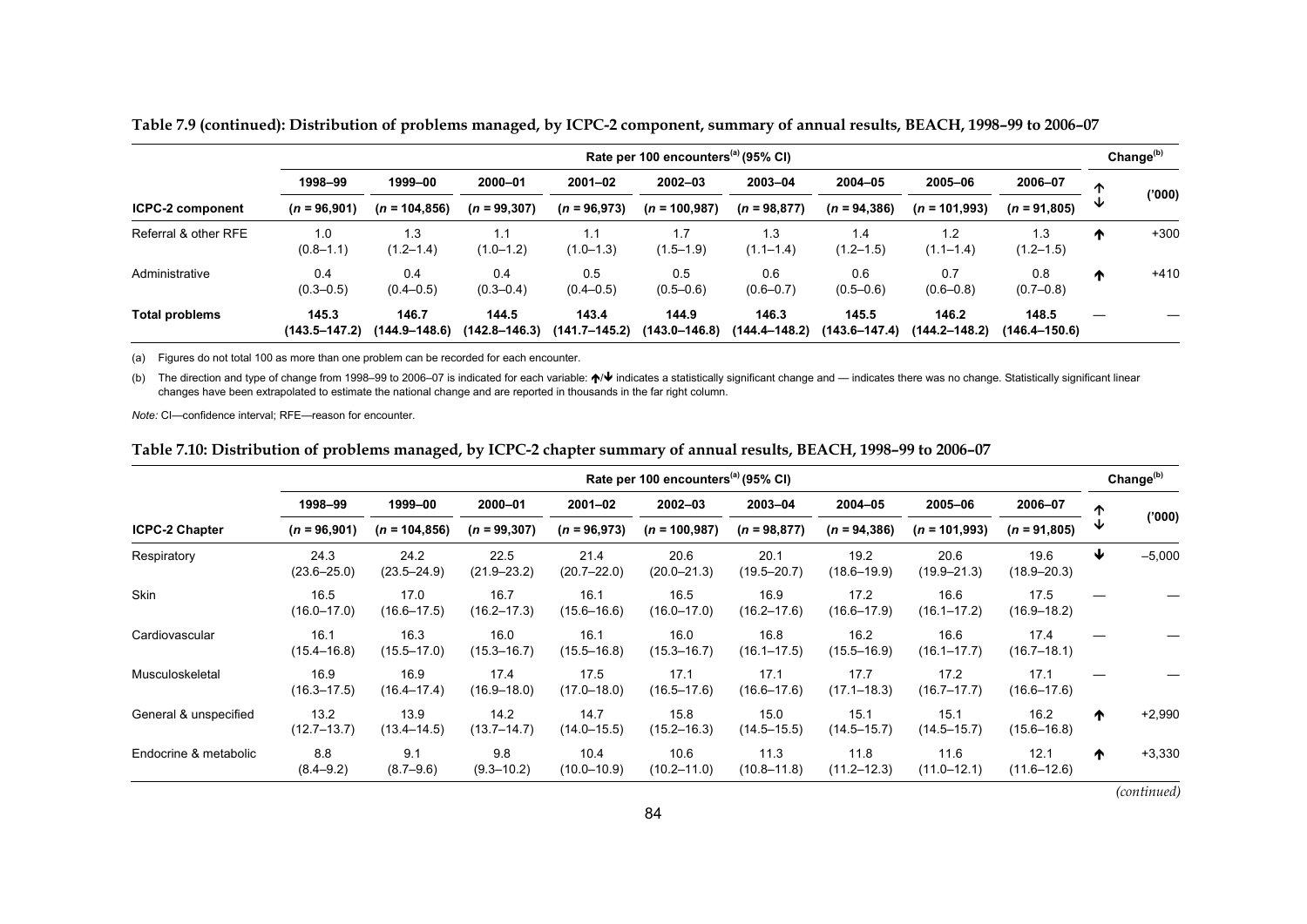**Table 7.9 (continued): Distribution of problems managed, by ICPC-2 component, summary of annual results, BEACH, 1998–99 to 2006–07**

| | Rate per 100 encounters[(a)] (95% CI) | | | | | | | | | Change[(b)] | |
|---|---|---|---|---|---|---|---|---|---|---|---|
| | 1998–99 | 1999–00 | 2000–01 | 2001–02 | 2002–03 | 2003–04 | 2004–05 | 2005–06 | 2006–07 | ↑↓ | ('000) |
| **ICPC-2 component** | (*n* = 96,901) | (*n* = 104,856) | (*n* = 99,307) | (*n* = 96,973) | (*n* = 100,987) | (*n* = 98,877) | (*n* = 94,386) | (*n* = 101,993) | (*n* = 91,805) | | |
| Referral & other RFE | 1.0 (0.8–1.1) | 1.3 (1.2–1.4) | 1.1 (1.0–1.2) | 1.1 (1.0–1.3) | 1.7 (1.5–1.9) | 1.3 (1.1–1.4) | 1.4 (1.2–1.5) | 1.2 (1.1–1.4) | 1.3 (1.2–1.5) | ↑ | +300 |
| Administrative | 0.4 (0.3–0.5) | 0.4 (0.4–0.5) | 0.4 (0.3–0.4) | 0.5 (0.4–0.5) | 0.5 (0.5–0.6) | 0.6 (0.6–0.7) | 0.6 (0.5–0.6) | 0.7 (0.6–0.8) | 0.8 (0.7–0.8) | ↑ | +410 |
| **Total problems** | **145.3 (143.5–147.2)** | **146.7 (144.9–148.6)** | **144.5 (142.8–146.3)** | **143.4 (141.7–145.2)** | **144.9 (143.0–146.8)** | **146.3 (144.4–148.2)** | **145.5 (143.6–147.4)** | **146.2 (144.2–148.2)** | **148.5 (146.4–150.6)** | — | — |

(a) Figures do not total 100 as more than one problem can be recorded for each encounter.

(b) The direction and type of change from 1998–99 to 2006–07 is indicated for each variable: ↑/↓ indicates a statistically significant change and — indicates there was no change. Statistically significant linear changes have been extrapolated to estimate the national change and are reported in thousands in the far right column.

*Note:* CI—confidence interval; RFE—reason for encounter.

**Table 7.10: Distribution of problems managed, by ICPC-2 chapter summary of annual results, BEACH, 1998–99 to 2006–07**

| | Rate per 100 encounters[(a)] (95% CI) | | | | | | | | | Change[(b)] | |
|---|---|---|---|---|---|---|---|---|---|---|---|
| | 1998–99 | 1999–00 | 2000–01 | 2001–02 | 2002–03 | 2003–04 | 2004–05 | 2005–06 | 2006–07 | ↑↓ | ('000) |
| **ICPC-2 Chapter** | (*n* = 96,901) | (*n* = 104,856) | (*n* = 99,307) | (*n* = 96,973) | (*n* = 100,987) | (*n* = 98,877) | (*n* = 94,386) | (*n* = 101,993) | (*n* = 91,805) | | |
| Respiratory | 24.3 (23.6–25.0) | 24.2 (23.5–24.9) | 22.5 (21.9–23.2) | 21.4 (20.7–22.0) | 20.6 (20.0–21.3) | 20.1 (19.5–20.7) | 19.2 (18.6–19.9) | 20.6 (19.9–21.3) | 19.6 (18.9–20.3) | ↓ | –5,000 |
| Skin | 16.5 (16.0–17.0) | 17.0 (16.6–17.5) | 16.7 (16.2–17.3) | 16.1 (15.6–16.6) | 16.5 (16.0–17.0) | 16.9 (16.2–17.6) | 17.2 (16.6–17.9) | 16.6 (16.1–17.2) | 17.5 (16.9–18.2) | — | — |
| Cardiovascular | 16.1 (15.4–16.8) | 16.3 (15.5–17.0) | 16.0 (15.3–16.7) | 16.1 (15.5–16.8) | 16.0 (15.3–16.7) | 16.8 (16.1–17.5) | 16.2 (15.5–16.9) | 16.6 (16.1–17.7) | 17.4 (16.7–18.1) | — | — |
| Musculoskeletal | 16.9 (16.3–17.5) | 16.9 (16.4–17.4) | 17.4 (16.9–18.0) | 17.5 (17.0–18.0) | 17.1 (16.5–17.6) | 17.1 (16.6–17.6) | 17.7 (17.1–18.3) | 17.2 (16.7–17.7) | 17.1 (16.6–17.6) | — | — |
| General & unspecified | 13.2 (12.7–13.7) | 13.9 (13.4–14.5) | 14.2 (13.7–14.7) | 14.7 (14.0–15.5) | 15.8 (15.2–16.3) | 15.0 (14.5–15.5) | 15.1 (14.5–15.7) | 15.1 (14.5–15.7) | 16.2 (15.6–16.8) | ↑ | +2,990 |
| Endocrine & metabolic | 8.8 (8.4–9.2) | 9.1 (8.7–9.6) | 9.8 (9.3–10.2) | 10.4 (10.0–10.9) | 10.6 (10.2–11.0) | 11.3 (10.8–11.8) | 11.8 (11.2–12.3) | 11.6 (11.0–12.1) | 12.1 (11.6–12.6) | ↑ | +3,330 |

*(continued)*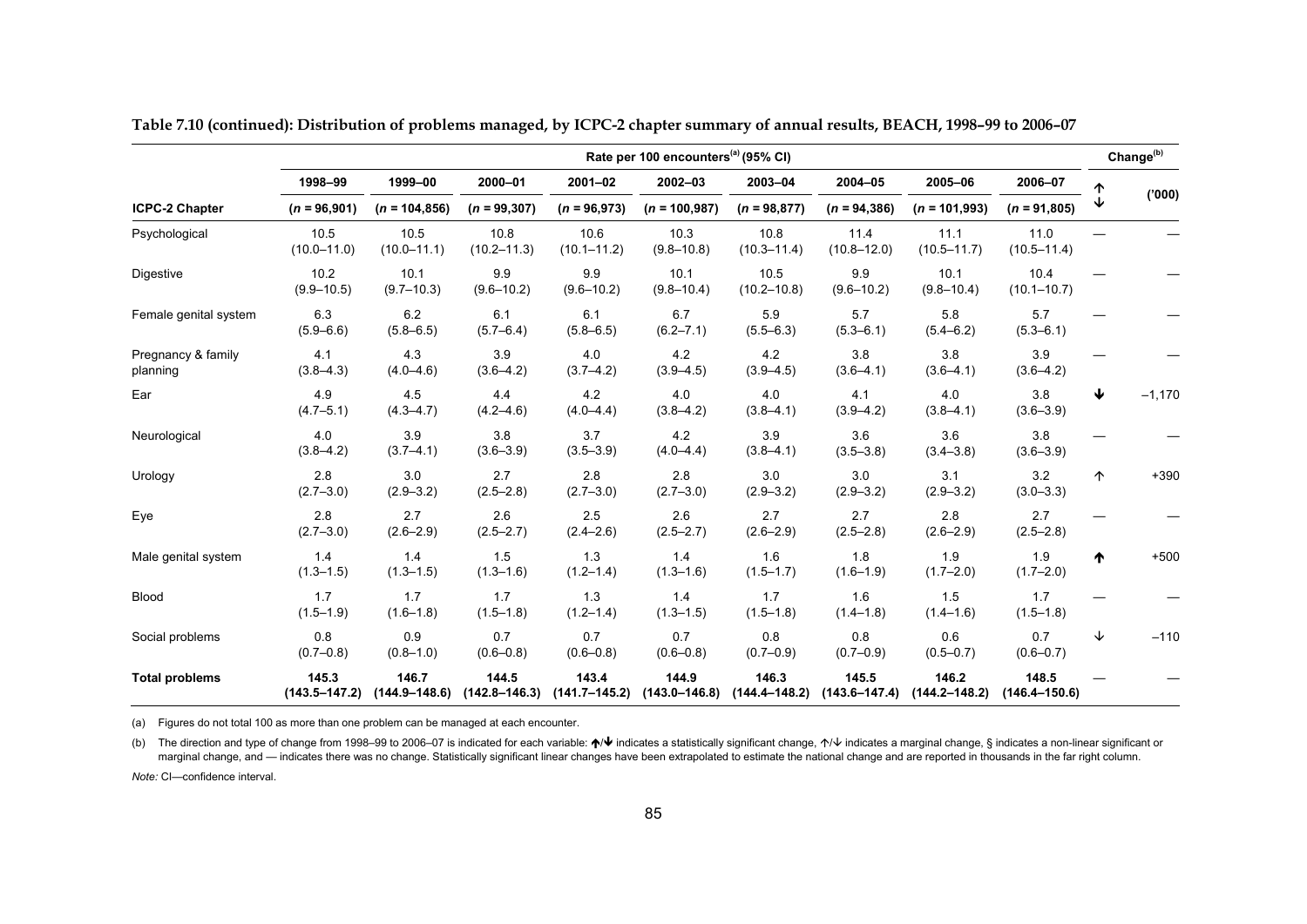**Table 7.10 (continued): Distribution of problems managed, by ICPC-2 chapter summary of annual results, BEACH, 1998–99 to 2006–07**

| | Rate per 100 encounters[(a)] (95% CI) | | | | | | | | | Change[(b)] | |
|---|---|---|---|---|---|---|---|---|---|---|---|
| | 1998–99 | 1999–00 | 2000–01 | 2001–02 | 2002–03 | 2003–04 | 2004–05 | 2005–06 | 2006–07 | ↑↓ | ('000) |
| **ICPC-2 Chapter** | (*n* = 96,901) | (*n* = 104,856) | (*n* = 99,307) | (*n* = 96,973) | (*n* = 100,987) | (*n* = 98,877) | (*n* = 94,386) | (*n* = 101,993) | (*n* = 91,805) | | |
| Psychological | 10.5 (10.0–11.0) | 10.5 (10.0–11.1) | 10.8 (10.2–11.3) | 10.6 (10.1–11.2) | 10.3 (9.8–10.8) | 10.8 (10.3–11.4) | 11.4 (10.8–12.0) | 11.1 (10.5–11.7) | 11.0 (10.5–11.4) | — | — |
| Digestive | 10.2 (9.9–10.5) | 10.1 (9.7–10.3) | 9.9 (9.6–10.2) | 9.9 (9.6–10.2) | 10.1 (9.8–10.4) | 10.5 (10.2–10.8) | 9.9 (9.6–10.2) | 10.1 (9.8–10.4) | 10.4 (10.1–10.7) | — | — |
| Female genital system | 6.3 (5.9–6.6) | 6.2 (5.8–6.5) | 6.1 (5.7–6.4) | 6.1 (5.8–6.5) | 6.7 (6.2–7.1) | 5.9 (5.5–6.3) | 5.7 (5.3–6.1) | 5.8 (5.4–6.2) | 5.7 (5.3–6.1) | — | — |
| Pregnancy & family planning | 4.1 (3.8–4.3) | 4.3 (4.0–4.6) | 3.9 (3.6–4.2) | 4.0 (3.7–4.2) | 4.2 (3.9–4.5) | 4.2 (3.9–4.5) | 3.8 (3.6–4.1) | 3.8 (3.6–4.1) | 3.9 (3.6–4.2) | — | — |
| Ear | 4.9 (4.7–5.1) | 4.5 (4.3–4.7) | 4.4 (4.2–4.6) | 4.2 (4.0–4.4) | 4.0 (3.8–4.2) | 4.0 (3.8–4.1) | 4.1 (3.9–4.2) | 4.0 (3.8–4.1) | 3.8 (3.6–3.9) | **↓** | –1,170 |
| Neurological | 4.0 (3.8–4.2) | 3.9 (3.7–4.1) | 3.8 (3.6–3.9) | 3.7 (3.5–3.9) | 4.2 (4.0–4.4) | 3.9 (3.8–4.1) | 3.6 (3.5–3.8) | 3.6 (3.4–3.8) | 3.8 (3.6–3.9) | — | — |
| Urology | 2.8 (2.7–3.0) | 3.0 (2.9–3.2) | 2.7 (2.5–2.8) | 2.8 (2.7–3.0) | 2.8 (2.7–3.0) | 3.0 (2.9–3.2) | 3.0 (2.9–3.2) | 3.1 (2.9–3.2) | 3.2 (3.0–3.3) | ↑ | +390 |
| Eye | 2.8 (2.7–3.0) | 2.7 (2.6–2.9) | 2.6 (2.5–2.7) | 2.5 (2.4–2.6) | 2.6 (2.5–2.7) | 2.7 (2.6–2.9) | 2.7 (2.5–2.8) | 2.8 (2.6–2.9) | 2.7 (2.5–2.8) | — | — |
| Male genital system | 1.4 (1.3–1.5) | 1.4 (1.3–1.5) | 1.5 (1.3–1.6) | 1.3 (1.2–1.4) | 1.4 (1.3–1.6) | 1.6 (1.5–1.7) | 1.8 (1.6–1.9) | 1.9 (1.7–2.0) | 1.9 (1.7–2.0) | **↑** | +500 |
| Blood | 1.7 (1.5–1.9) | 1.7 (1.6–1.8) | 1.7 (1.5–1.8) | 1.3 (1.2–1.4) | 1.4 (1.3–1.5) | 1.7 (1.5–1.8) | 1.6 (1.4–1.8) | 1.5 (1.4–1.6) | 1.7 (1.5–1.8) | — | — |
| Social problems | 0.8 (0.7–0.8) | 0.9 (0.8–1.0) | 0.7 (0.6–0.8) | 0.7 (0.6–0.8) | 0.7 (0.6–0.8) | 0.8 (0.7–0.9) | 0.8 (0.7–0.9) | 0.6 (0.5–0.7) | 0.7 (0.6–0.7) | ↓ | –110 |
| **Total problems** | **145.3 (143.5–147.2)** | **146.7 (144.9–148.6)** | **144.5 (142.8–146.3)** | **143.4 (141.7–145.2)** | **144.9 (143.0–146.8)** | **146.3 (144.4–148.2)** | **145.5 (143.6–147.4)** | **146.2 (144.2–148.2)** | **148.5 (146.4–150.6)** | — | — |

(a) Figures do not total 100 as more than one problem can be managed at each encounter.

(b) The direction and type of change from 1998–99 to 2006–07 is indicated for each variable: **↑**/**↓** indicates a statistically significant change, ↑/↓ indicates a marginal change, § indicates a non-linear significant or marginal change, and — indicates there was no change. Statistically significant linear changes have been extrapolated to estimate the national change and are reported in thousands in the far right column.

*Note:* CI—confidence interval.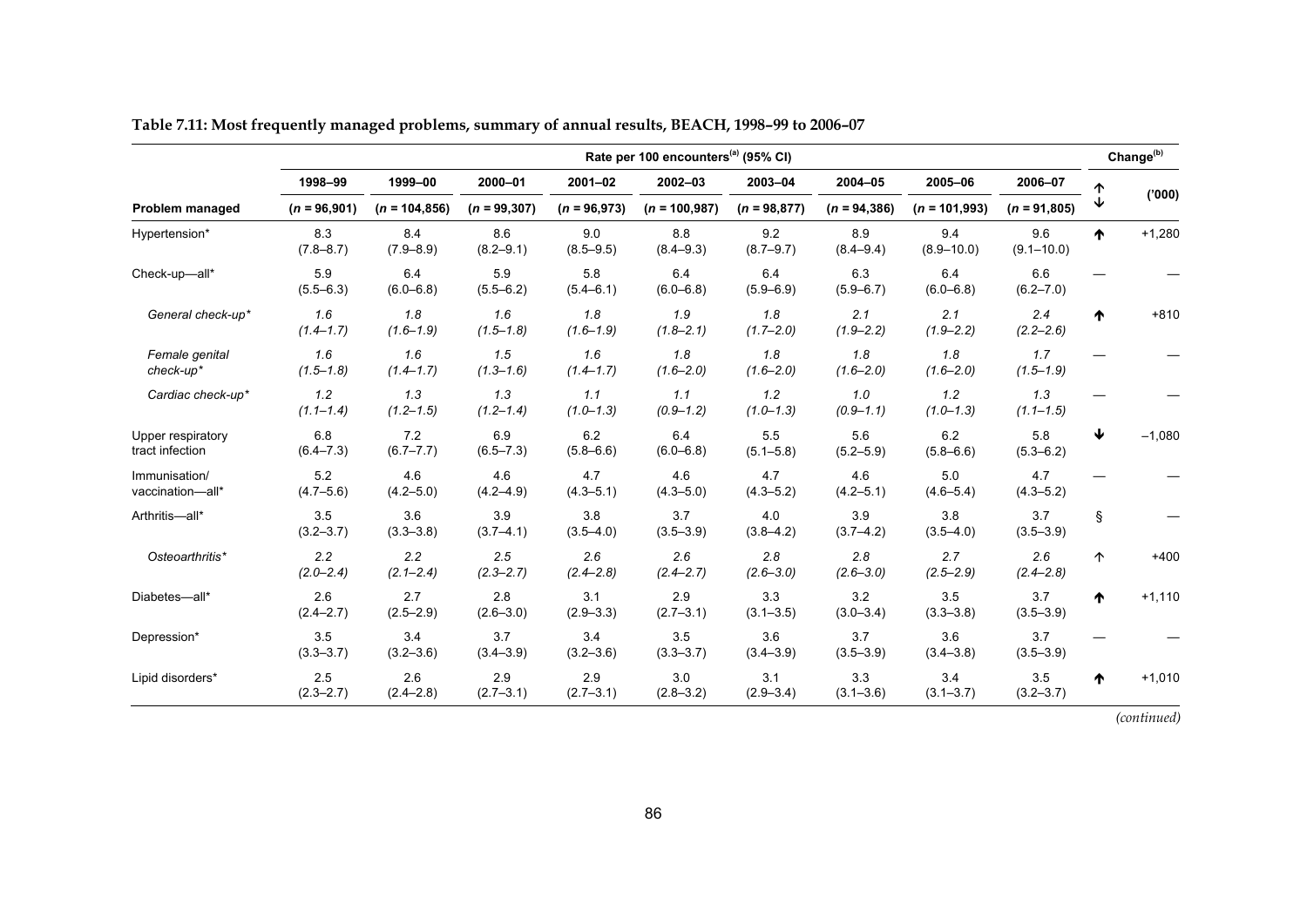**Table 7.11: Most frequently managed problems, summary of annual results, BEACH, 1998–99 to 2006–07**

| | Rate per 100 encounters[(a)] (95% CI) | | | | | | | | | Change[(b)] | |
|---|---|---|---|---|---|---|---|---|---|---|---|
| | 1998–99 | 1999–00 | 2000–01 | 2001–02 | 2002–03 | 2003–04 | 2004–05 | 2005–06 | 2006–07 | ↑↓ | ('000) |
| **Problem managed** | ($n$ = 96,901) | ($n$ = 104,856) | ($n$ = 99,307) | ($n$ = 96,973) | ($n$ = 100,987) | ($n$ = 98,877) | ($n$ = 94,386) | ($n$ = 101,993) | ($n$ = 91,805) | | |
| Hypertension* | 8.3 (7.8–8.7) | 8.4 (7.9–8.9) | 8.6 (8.2–9.1) | 9.0 (8.5–9.5) | 8.8 (8.4–9.3) | 9.2 (8.7–9.7) | 8.9 (8.4–9.4) | 9.4 (8.9–10.0) | 9.6 (9.1–10.0) | ↑ | +1,280 |
| Check-up—all* | 5.9 (5.5–6.3) | 6.4 (6.0–6.8) | 5.9 (5.5–6.2) | 5.8 (5.4–6.1) | 6.4 (6.0–6.8) | 6.4 (5.9–6.9) | 6.3 (5.9–6.7) | 6.4 (6.0–6.8) | 6.6 (6.2–7.0) | — | — |
| *General check-up** | *1.6 (1.4–1.7)* | *1.8 (1.6–1.9)* | *1.6 (1.5–1.8)* | *1.8 (1.6–1.9)* | *1.9 (1.8–2.1)* | *1.8 (1.7–2.0)* | *2.1 (1.9–2.2)* | *2.1 (1.9–2.2)* | *2.4 (2.2–2.6)* | ↑ | +810 |
| *Female genital check-up** | *1.6 (1.5–1.8)* | *1.6 (1.4–1.7)* | *1.5 (1.3–1.6)* | *1.6 (1.4–1.7)* | *1.8 (1.6–2.0)* | *1.8 (1.6–2.0)* | *1.8 (1.6–2.0)* | *1.8 (1.6–2.0)* | *1.7 (1.5–1.9)* | — | — |
| *Cardiac check-up** | *1.2 (1.1–1.4)* | *1.3 (1.2–1.5)* | *1.3 (1.2–1.4)* | *1.1 (1.0–1.3)* | *1.1 (0.9–1.2)* | *1.2 (1.0–1.3)* | *1.0 (0.9–1.1)* | *1.2 (1.0–1.3)* | *1.3 (1.1–1.5)* | — | — |
| Upper respiratory tract infection | 6.8 (6.4–7.3) | 7.2 (6.7–7.7) | 6.9 (6.5–7.3) | 6.2 (5.8–6.6) | 6.4 (6.0–6.8) | 5.5 (5.1–5.8) | 5.6 (5.2–5.9) | 6.2 (5.8–6.6) | 5.8 (5.3–6.2) | ↓ | –1,080 |
| Immunisation/ vaccination—all* | 5.2 (4.7–5.6) | 4.6 (4.2–5.0) | 4.6 (4.2–4.9) | 4.7 (4.3–5.1) | 4.6 (4.3–5.0) | 4.7 (4.3–5.2) | 4.6 (4.2–5.1) | 5.0 (4.6–5.4) | 4.7 (4.3–5.2) | — | — |
| Arthritis—all* | 3.5 (3.2–3.7) | 3.6 (3.3–3.8) | 3.9 (3.7–4.1) | 3.8 (3.5–4.0) | 3.7 (3.5–3.9) | 4.0 (3.8–4.2) | 3.9 (3.7–4.2) | 3.8 (3.5–4.0) | 3.7 (3.5–3.9) | § | — |
| *Osteoarthritis** | *2.2 (2.0–2.4)* | *2.2 (2.1–2.4)* | *2.5 (2.3–2.7)* | *2.6 (2.4–2.8)* | *2.6 (2.4–2.7)* | *2.8 (2.6–3.0)* | *2.8 (2.6–3.0)* | *2.7 (2.5–2.9)* | *2.6 (2.4–2.8)* | ↑ | +400 |
| Diabetes—all* | 2.6 (2.4–2.7) | 2.7 (2.5–2.9) | 2.8 (2.6–3.0) | 3.1 (2.9–3.3) | 2.9 (2.7–3.1) | 3.3 (3.1–3.5) | 3.2 (3.0–3.4) | 3.5 (3.3–3.8) | 3.7 (3.5–3.9) | ↑ | +1,110 |
| Depression* | 3.5 (3.3–3.7) | 3.4 (3.2–3.6) | 3.7 (3.4–3.9) | 3.4 (3.2–3.6) | 3.5 (3.3–3.7) | 3.6 (3.4–3.9) | 3.7 (3.5–3.9) | 3.6 (3.4–3.8) | 3.7 (3.5–3.9) | — | — |
| Lipid disorders* | 2.5 (2.3–2.7) | 2.6 (2.4–2.8) | 2.9 (2.7–3.1) | 2.9 (2.7–3.1) | 3.0 (2.8–3.2) | 3.1 (2.9–3.4) | 3.3 (3.1–3.6) | 3.4 (3.1–3.7) | 3.5 (3.2–3.7) | ↑ | +1,010 |

*(continued)*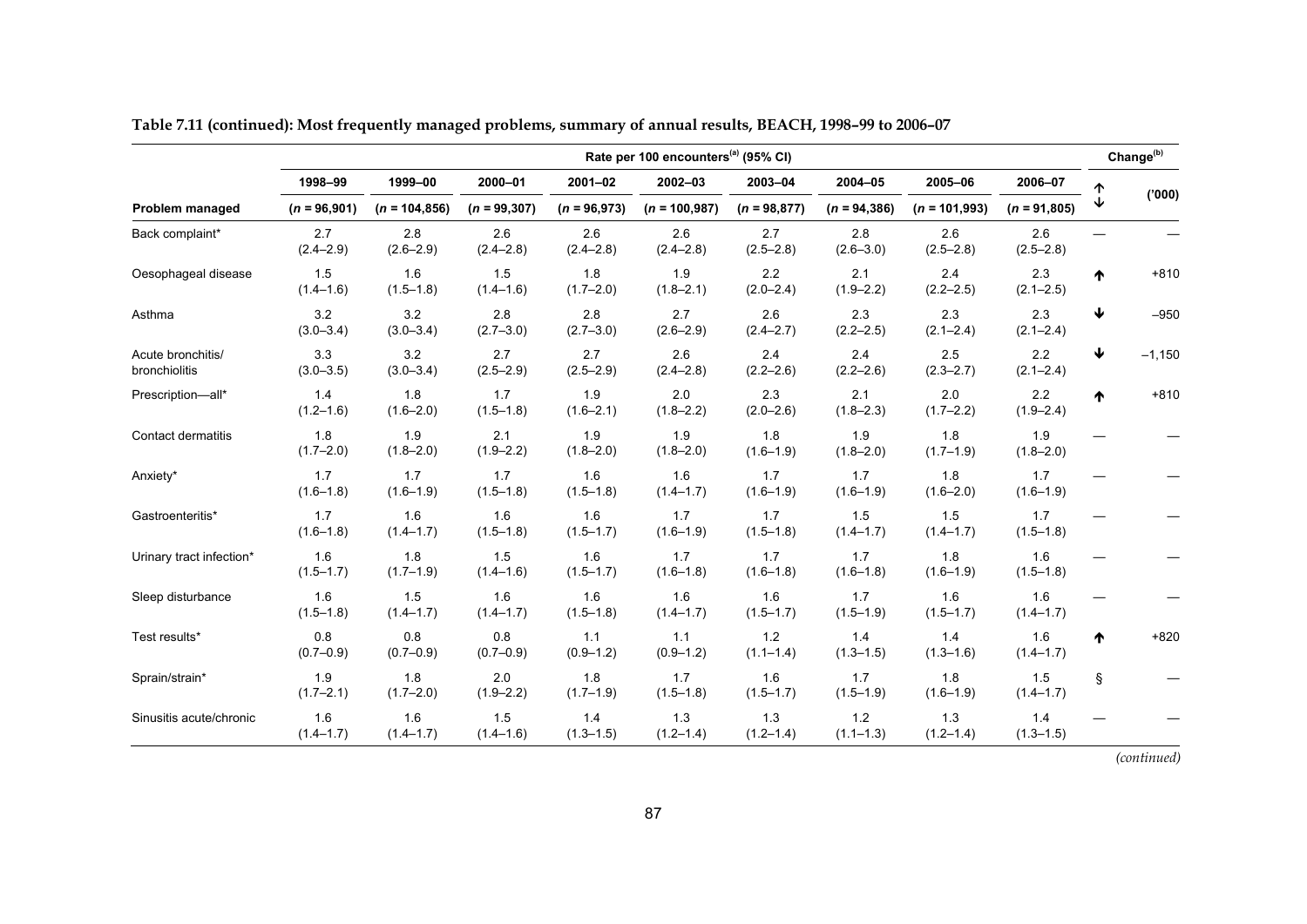**Table 7.11 (continued): Most frequently managed problems, summary of annual results, BEACH, 1998–99 to 2006–07**

| | Rate per 100 encounters[(a)] (95% CI) | | | | | | | | | Change[(b)] | |
|---|---|---|---|---|---|---|---|---|---|---|---|
| | 1998–99 | 1999–00 | 2000–01 | 2001–02 | 2002–03 | 2003–04 | 2004–05 | 2005–06 | 2006–07 | ↑↓ | ('000) |
| **Problem managed** | (*n* = 96,901) | (*n* = 104,856) | (*n* = 99,307) | (*n* = 96,973) | (*n* = 100,987) | (*n* = 98,877) | (*n* = 94,386) | (*n* = 101,993) | (*n* = 91,805) | | |
| Back complaint* | 2.7 (2.4–2.9) | 2.8 (2.6–2.9) | 2.6 (2.4–2.8) | 2.6 (2.4–2.8) | 2.6 (2.4–2.8) | 2.7 (2.5–2.8) | 2.8 (2.6–3.0) | 2.6 (2.5–2.8) | 2.6 (2.5–2.8) | — | — |
| Oesophageal disease | 1.5 (1.4–1.6) | 1.6 (1.5–1.8) | 1.5 (1.4–1.6) | 1.8 (1.7–2.0) | 1.9 (1.8–2.1) | 2.2 (2.0–2.4) | 2.1 (1.9–2.2) | 2.4 (2.2–2.5) | 2.3 (2.1–2.5) | ↑ | +810 |
| Asthma | 3.2 (3.0–3.4) | 3.2 (3.0–3.4) | 2.8 (2.7–3.0) | 2.8 (2.7–3.0) | 2.7 (2.6–2.9) | 2.6 (2.4–2.7) | 2.3 (2.2–2.5) | 2.3 (2.1–2.4) | 2.3 (2.1–2.4) | ↓ | –950 |
| Acute bronchitis/ bronchiolitis | 3.3 (3.0–3.5) | 3.2 (3.0–3.4) | 2.7 (2.5–2.9) | 2.7 (2.5–2.9) | 2.6 (2.4–2.8) | 2.4 (2.2–2.6) | 2.4 (2.2–2.6) | 2.5 (2.3–2.7) | 2.2 (2.1–2.4) | ↓ | –1,150 |
| Prescription—all* | 1.4 (1.2–1.6) | 1.8 (1.6–2.0) | 1.7 (1.5–1.8) | 1.9 (1.6–2.1) | 2.0 (1.8–2.2) | 2.3 (2.0–2.6) | 2.1 (1.8–2.3) | 2.0 (1.7–2.2) | 2.2 (1.9–2.4) | ↑ | +810 |
| Contact dermatitis | 1.8 (1.7–2.0) | 1.9 (1.8–2.0) | 2.1 (1.9–2.2) | 1.9 (1.8–2.0) | 1.9 (1.8–2.0) | 1.8 (1.6–1.9) | 1.9 (1.8–2.0) | 1.8 (1.7–1.9) | 1.9 (1.8–2.0) | — | — |
| Anxiety* | 1.7 (1.6–1.8) | 1.7 (1.6–1.9) | 1.7 (1.5–1.8) | 1.6 (1.5–1.8) | 1.6 (1.4–1.7) | 1.7 (1.6–1.9) | 1.7 (1.6–1.9) | 1.8 (1.6–2.0) | 1.7 (1.6–1.9) | — | — |
| Gastroenteritis* | 1.7 (1.6–1.8) | 1.6 (1.4–1.7) | 1.6 (1.5–1.8) | 1.6 (1.5–1.7) | 1.7 (1.6–1.9) | 1.7 (1.5–1.8) | 1.5 (1.4–1.7) | 1.5 (1.4–1.7) | 1.7 (1.5–1.8) | — | — |
| Urinary tract infection* | 1.6 (1.5–1.7) | 1.8 (1.7–1.9) | 1.5 (1.4–1.6) | 1.6 (1.5–1.7) | 1.7 (1.6–1.8) | 1.7 (1.6–1.8) | 1.7 (1.6–1.8) | 1.8 (1.6–1.9) | 1.6 (1.5–1.8) | — | — |
| Sleep disturbance | 1.6 (1.5–1.8) | 1.5 (1.4–1.7) | 1.6 (1.4–1.7) | 1.6 (1.5–1.8) | 1.6 (1.4–1.7) | 1.6 (1.5–1.7) | 1.7 (1.5–1.9) | 1.6 (1.5–1.7) | 1.6 (1.4–1.7) | — | — |
| Test results* | 0.8 (0.7–0.9) | 0.8 (0.7–0.9) | 0.8 (0.7–0.9) | 1.1 (0.9–1.2) | 1.1 (0.9–1.2) | 1.2 (1.1–1.4) | 1.4 (1.3–1.5) | 1.4 (1.3–1.6) | 1.6 (1.4–1.7) | ↑ | +820 |
| Sprain/strain* | 1.9 (1.7–2.1) | 1.8 (1.7–2.0) | 2.0 (1.9–2.2) | 1.8 (1.7–1.9) | 1.7 (1.5–1.8) | 1.6 (1.5–1.7) | 1.7 (1.5–1.9) | 1.8 (1.6–1.9) | 1.5 (1.4–1.7) | § | — |
| Sinusitis acute/chronic | 1.6 (1.4–1.7) | 1.6 (1.4–1.7) | 1.5 (1.4–1.6) | 1.4 (1.3–1.5) | 1.3 (1.2–1.4) | 1.3 (1.2–1.4) | 1.2 (1.1–1.3) | 1.3 (1.2–1.4) | 1.4 (1.3–1.5) | — | — |

*(continued)*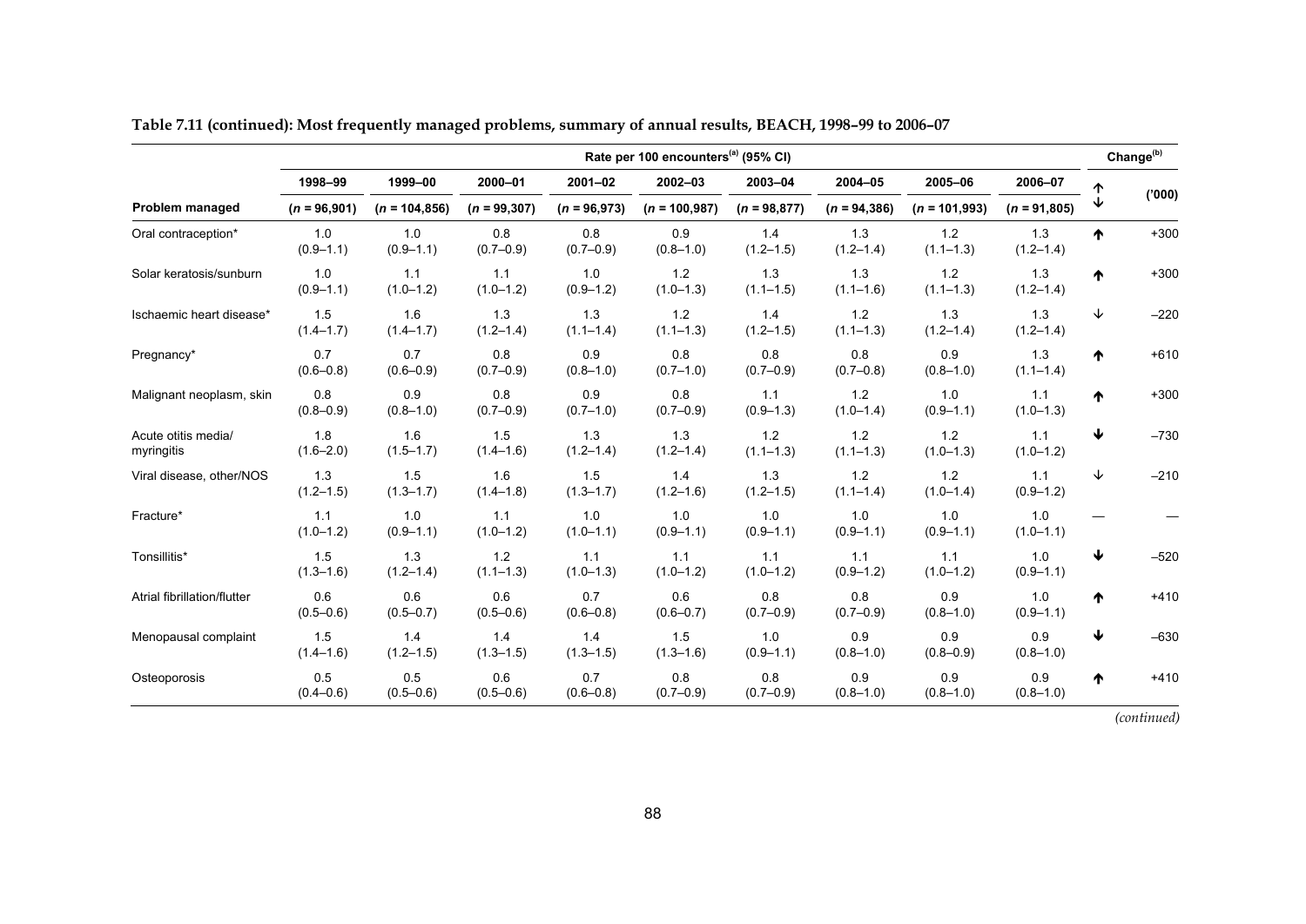**Table 7.11 (continued): Most frequently managed problems, summary of annual results, BEACH, 1998–99 to 2006–07**

| | Rate per 100 encounters[(a)] (95% CI) | | | | | | | | | Change[(b)] | |
|---|---|---|---|---|---|---|---|---|---|---|---|
| | 1998–99 | 1999–00 | 2000–01 | 2001–02 | 2002–03 | 2003–04 | 2004–05 | 2005–06 | 2006–07 | ↑↓ | ('000) |
| **Problem managed** | (*n* = 96,901) | (*n* = 104,856) | (*n* = 99,307) | (*n* = 96,973) | (*n* = 100,987) | (*n* = 98,877) | (*n* = 94,386) | (*n* = 101,993) | (*n* = 91,805) | | |
| Oral contraception* | 1.0 (0.9–1.1) | 1.0 (0.9–1.1) | 0.8 (0.7–0.9) | 0.8 (0.7–0.9) | 0.9 (0.8–1.0) | 1.4 (1.2–1.5) | 1.3 (1.2–1.4) | 1.2 (1.1–1.3) | 1.3 (1.2–1.4) | ↑ | +300 |
| Solar keratosis/sunburn | 1.0 (0.9–1.1) | 1.1 (1.0–1.2) | 1.1 (1.0–1.2) | 1.0 (0.9–1.2) | 1.2 (1.0–1.3) | 1.3 (1.1–1.5) | 1.3 (1.1–1.6) | 1.2 (1.1–1.3) | 1.3 (1.2–1.4) | ↑ | +300 |
| Ischaemic heart disease* | 1.5 (1.4–1.7) | 1.6 (1.4–1.7) | 1.3 (1.2–1.4) | 1.3 (1.1–1.4) | 1.2 (1.1–1.3) | 1.4 (1.2–1.5) | 1.2 (1.1–1.3) | 1.3 (1.2–1.4) | 1.3 (1.2–1.4) | ↓ | –220 |
| Pregnancy* | 0.7 (0.6–0.8) | 0.7 (0.6–0.9) | 0.8 (0.7–0.9) | 0.9 (0.8–1.0) | 0.8 (0.7–1.0) | 0.8 (0.7–0.9) | 0.8 (0.7–0.8) | 0.9 (0.8–1.0) | 1.3 (1.1–1.4) | ↑ | +610 |
| Malignant neoplasm, skin | 0.8 (0.8–0.9) | 0.9 (0.8–1.0) | 0.8 (0.7–0.9) | 0.9 (0.7–1.0) | 0.8 (0.7–0.9) | 1.1 (0.9–1.3) | 1.2 (1.0–1.4) | 1.0 (0.9–1.1) | 1.1 (1.0–1.3) | ↑ | +300 |
| Acute otitis media/ myringitis | 1.8 (1.6–2.0) | 1.6 (1.5–1.7) | 1.5 (1.4–1.6) | 1.3 (1.2–1.4) | 1.3 (1.2–1.4) | 1.2 (1.1–1.3) | 1.2 (1.1–1.3) | 1.2 (1.0–1.3) | 1.1 (1.0–1.2) | ↓ | –730 |
| Viral disease, other/NOS | 1.3 (1.2–1.5) | 1.5 (1.3–1.7) | 1.6 (1.4–1.8) | 1.5 (1.3–1.7) | 1.4 (1.2–1.6) | 1.3 (1.2–1.5) | 1.2 (1.1–1.4) | 1.2 (1.0–1.4) | 1.1 (0.9–1.2) | ↓ | –210 |
| Fracture* | 1.1 (1.0–1.2) | 1.0 (0.9–1.1) | 1.1 (1.0–1.2) | 1.0 (1.0–1.1) | 1.0 (0.9–1.1) | 1.0 (0.9–1.1) | 1.0 (0.9–1.1) | 1.0 (0.9–1.1) | 1.0 (1.0–1.1) | — | — |
| Tonsillitis* | 1.5 (1.3–1.6) | 1.3 (1.2–1.4) | 1.2 (1.1–1.3) | 1.1 (1.0–1.3) | 1.1 (1.0–1.2) | 1.1 (1.0–1.2) | 1.1 (0.9–1.2) | 1.1 (1.0–1.2) | 1.0 (0.9–1.1) | ↓ | –520 |
| Atrial fibrillation/flutter | 0.6 (0.5–0.6) | 0.6 (0.5–0.7) | 0.6 (0.5–0.6) | 0.7 (0.6–0.8) | 0.6 (0.6–0.7) | 0.8 (0.7–0.9) | 0.8 (0.7–0.9) | 0.9 (0.8–1.0) | 1.0 (0.9–1.1) | ↑ | +410 |
| Menopausal complaint | 1.5 (1.4–1.6) | 1.4 (1.2–1.5) | 1.4 (1.3–1.5) | 1.4 (1.3–1.5) | 1.5 (1.3–1.6) | 1.0 (0.9–1.1) | 0.9 (0.8–1.0) | 0.9 (0.8–0.9) | 0.9 (0.8–1.0) | ↓ | –630 |
| Osteoporosis | 0.5 (0.4–0.6) | 0.5 (0.5–0.6) | 0.6 (0.5–0.6) | 0.7 (0.6–0.8) | 0.8 (0.7–0.9) | 0.8 (0.7–0.9) | 0.9 (0.8–1.0) | 0.9 (0.8–1.0) | 0.9 (0.8–1.0) | ↑ | +410 |

*(continued)*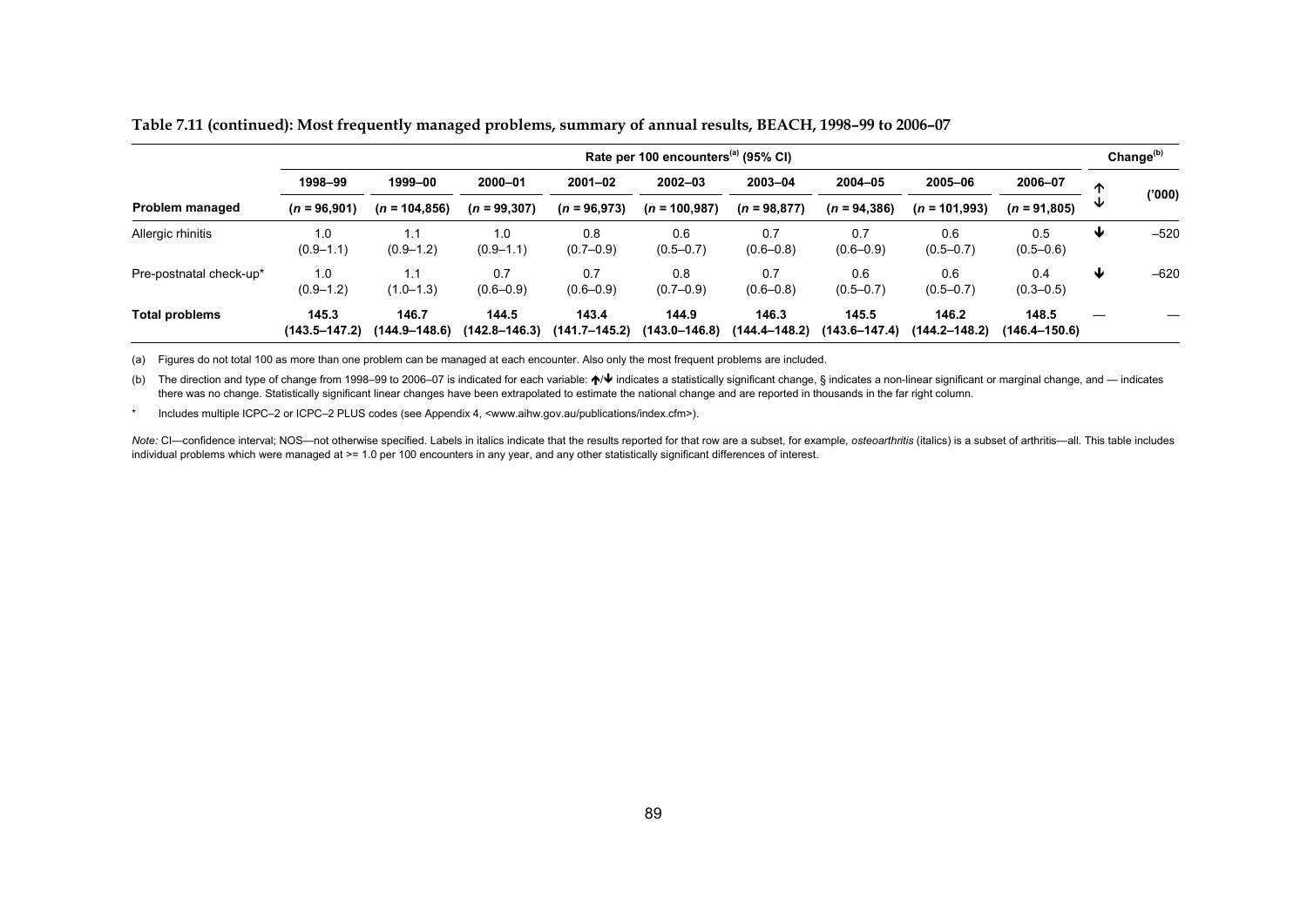**Table 7.11 (continued): Most frequently managed problems, summary of annual results, BEACH, 1998–99 to 2006–07**

| | Rate per 100 encounters[(a)] (95% CI) | | | | | | | | | Change[(b)] | |
|---|---|---|---|---|---|---|---|---|---|---|---|
| | 1998–99 | 1999–00 | 2000–01 | 2001–02 | 2002–03 | 2003–04 | 2004–05 | 2005–06 | 2006–07 | ↑ ↓ | ('000) |
| **Problem managed** | (*n* = 96,901) | (*n* = 104,856) | (*n* = 99,307) | (*n* = 96,973) | (*n* = 100,987) | (*n* = 98,877) | (*n* = 94,386) | (*n* = 101,993) | (*n* = 91,805) | | |
| Allergic rhinitis | 1.0 (0.9–1.1) | 1.1 (0.9–1.2) | 1.0 (0.9–1.1) | 0.8 (0.7–0.9) | 0.6 (0.5–0.7) | 0.7 (0.6–0.8) | 0.7 (0.6–0.9) | 0.6 (0.5–0.7) | 0.5 (0.5–0.6) | ↓ | –520 |
| Pre-postnatal check-up* | 1.0 (0.9–1.2) | 1.1 (1.0–1.3) | 0.7 (0.6–0.9) | 0.7 (0.6–0.9) | 0.8 (0.7–0.9) | 0.7 (0.6–0.8) | 0.6 (0.5–0.7) | 0.6 (0.5–0.7) | 0.4 (0.3–0.5) | ↓ | –620 |
| **Total problems** | **145.3 (143.5–147.2)** | **146.7 (144.9–148.6)** | **144.5 (142.8–146.3)** | **143.4 (141.7–145.2)** | **144.9 (143.0–146.8)** | **146.3 (144.4–148.2)** | **145.5 (143.6–147.4)** | **146.2 (144.2–148.2)** | **148.5 (146.4–150.6)** | — | — |

(a) Figures do not total 100 as more than one problem can be managed at each encounter. Also only the most frequent problems are included.

(b) The direction and type of change from 1998–99 to 2006–07 is indicated for each variable: ↑/↓ indicates a statistically significant change, § indicates a non-linear significant or marginal change, and — indicates there was no change. Statistically significant linear changes have been extrapolated to estimate the national change and are reported in thousands in the far right column.

\* Includes multiple ICPC–2 or ICPC–2 PLUS codes (see Appendix 4, <www.aihw.gov.au/publications/index.cfm>).

*Note:* CI—confidence interval; NOS—not otherwise specified. Labels in italics indicate that the results reported for that row are a subset, for example, *osteoarthritis* (italics) is a subset of arthritis—all. This table includes individual problems which were managed at >= 1.0 per 100 encounters in any year, and any other statistically significant differences of interest.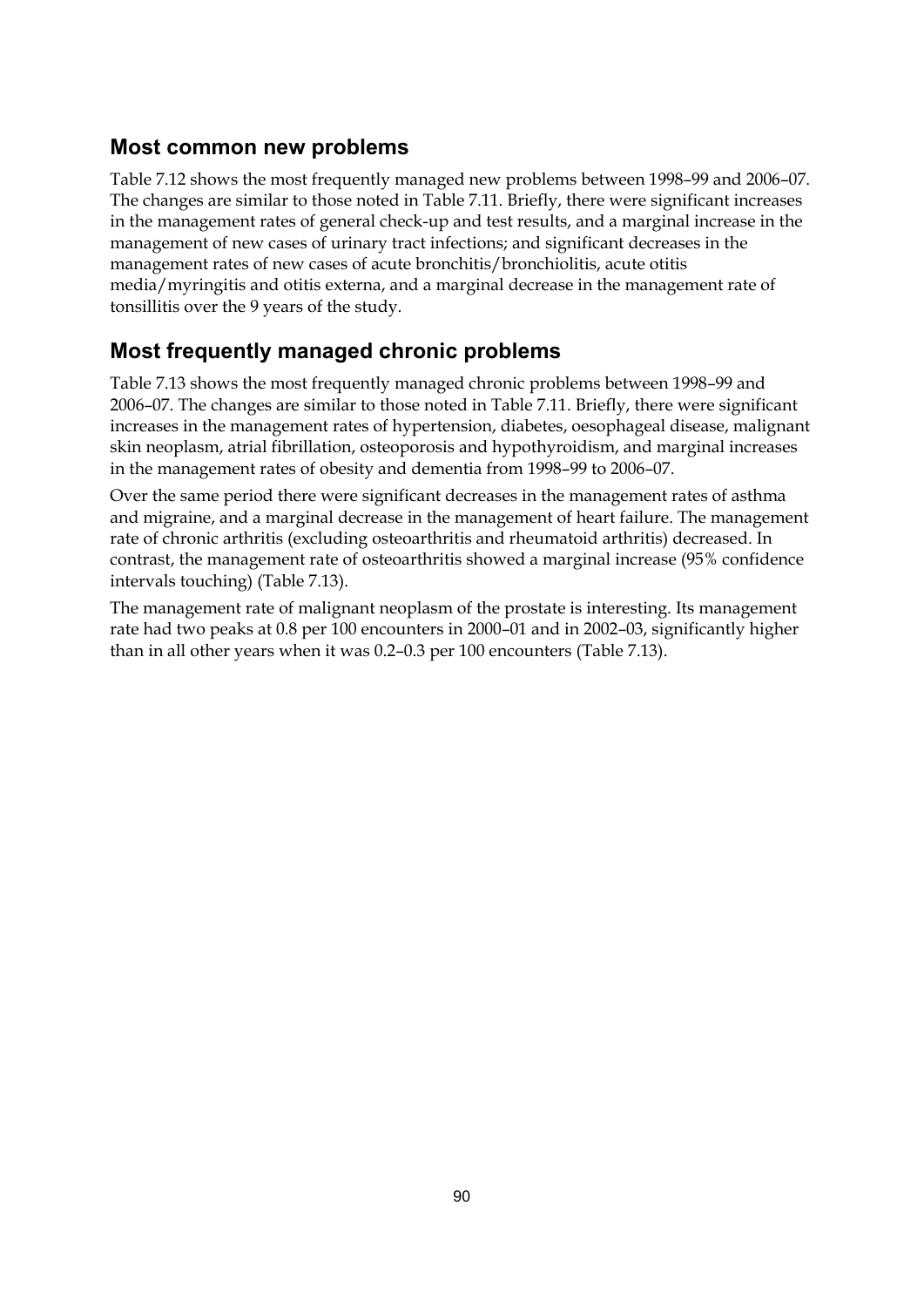## Most common new problems

Table 7.12 shows the most frequently managed new problems between 1998–99 and 2006–07. The changes are similar to those noted in Table 7.11. Briefly, there were significant increases in the management rates of general check-up and test results, and a marginal increase in the management of new cases of urinary tract infections; and significant decreases in the management rates of new cases of acute bronchitis/bronchiolitis, acute otitis media/myringitis and otitis externa, and a marginal decrease in the management rate of tonsillitis over the 9 years of the study.

## Most frequently managed chronic problems

Table 7.13 shows the most frequently managed chronic problems between 1998–99 and 2006–07. The changes are similar to those noted in Table 7.11. Briefly, there were significant increases in the management rates of hypertension, diabetes, oesophageal disease, malignant skin neoplasm, atrial fibrillation, osteoporosis and hypothyroidism, and marginal increases in the management rates of obesity and dementia from 1998–99 to 2006–07.

Over the same period there were significant decreases in the management rates of asthma and migraine, and a marginal decrease in the management of heart failure. The management rate of chronic arthritis (excluding osteoarthritis and rheumatoid arthritis) decreased. In contrast, the management rate of osteoarthritis showed a marginal increase (95% confidence intervals touching) (Table 7.13).

The management rate of malignant neoplasm of the prostate is interesting. Its management rate had two peaks at 0.8 per 100 encounters in 2000–01 and in 2002–03, significantly higher than in all other years when it was 0.2–0.3 per 100 encounters (Table 7.13).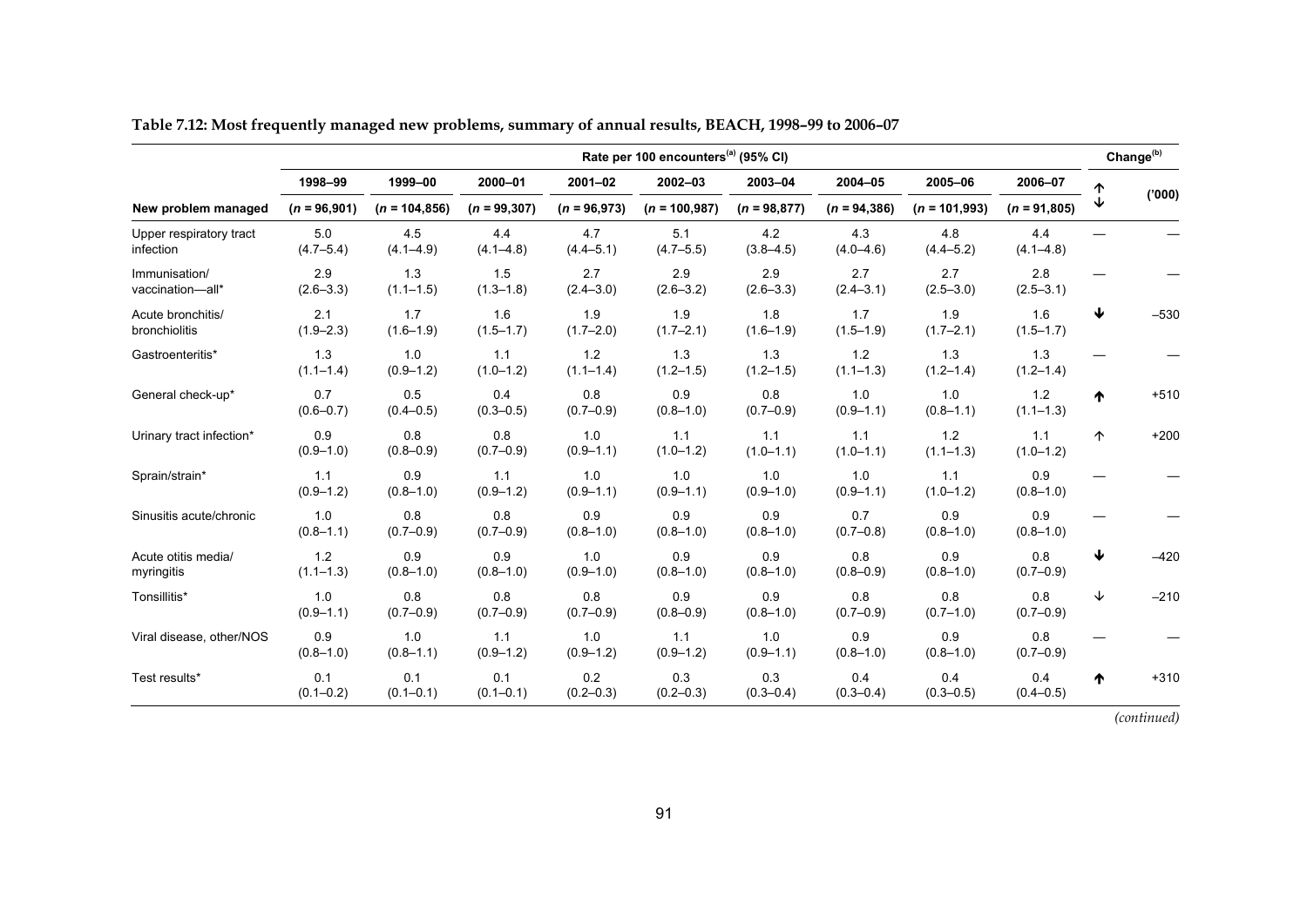**Table 7.12: Most frequently managed new problems, summary of annual results, BEACH, 1998–99 to 2006–07**

| | Rate per 100 encounters[(a)] (95% CI) | | | | | | | | | Change[(b)] | |
|---|---|---|---|---|---|---|---|---|---|---|---|
| | 1998–99 | 1999–00 | 2000–01 | 2001–02 | 2002–03 | 2003–04 | 2004–05 | 2005–06 | 2006–07 | ↑ ↓ | ('000) |
| New problem managed | (*n* = 96,901) | (*n* = 104,856) | (*n* = 99,307) | (*n* = 96,973) | (*n* = 100,987) | (*n* = 98,877) | (*n* = 94,386) | (*n* = 101,993) | (*n* = 91,805) | | |
| Upper respiratory tract infection | 5.0 (4.7–5.4) | 4.5 (4.1–4.9) | 4.4 (4.1–4.8) | 4.7 (4.4–5.1) | 5.1 (4.7–5.5) | 4.2 (3.8–4.5) | 4.3 (4.0–4.6) | 4.8 (4.4–5.2) | 4.4 (4.1–4.8) | — | — |
| Immunisation/ vaccination—all* | 2.9 (2.6–3.3) | 1.3 (1.1–1.5) | 1.5 (1.3–1.8) | 2.7 (2.4–3.0) | 2.9 (2.6–3.2) | 2.9 (2.6–3.3) | 2.7 (2.4–3.1) | 2.7 (2.5–3.0) | 2.8 (2.5–3.1) | — | — |
| Acute bronchitis/ bronchiolitis | 2.1 (1.9–2.3) | 1.7 (1.6–1.9) | 1.6 (1.5–1.7) | 1.9 (1.7–2.0) | 1.9 (1.7–2.1) | 1.8 (1.6–1.9) | 1.7 (1.5–1.9) | 1.9 (1.7–2.1) | 1.6 (1.5–1.7) | ↓ | –530 |
| Gastroenteritis* | 1.3 (1.1–1.4) | 1.0 (0.9–1.2) | 1.1 (1.0–1.2) | 1.2 (1.1–1.4) | 1.3 (1.2–1.5) | 1.3 (1.2–1.5) | 1.2 (1.1–1.3) | 1.3 (1.2–1.4) | 1.3 (1.2–1.4) | — | — |
| General check-up* | 0.7 (0.6–0.7) | 0.5 (0.4–0.5) | 0.4 (0.3–0.5) | 0.8 (0.7–0.9) | 0.9 (0.8–1.0) | 0.8 (0.7–0.9) | 1.0 (0.9–1.1) | 1.0 (0.8–1.1) | 1.2 (1.1–1.3) | ↑ | +510 |
| Urinary tract infection* | 0.9 (0.9–1.0) | 0.8 (0.8–0.9) | 0.8 (0.7–0.9) | 1.0 (0.9–1.1) | 1.1 (1.0–1.2) | 1.1 (1.0–1.1) | 1.1 (1.0–1.1) | 1.2 (1.1–1.3) | 1.1 (1.0–1.2) | ↑ | +200 |
| Sprain/strain* | 1.1 (0.9–1.2) | 0.9 (0.8–1.0) | 1.1 (0.9–1.2) | 1.0 (0.9–1.1) | 1.0 (0.9–1.1) | 1.0 (0.9–1.0) | 1.0 (0.9–1.1) | 1.1 (1.0–1.2) | 0.9 (0.8–1.0) | — | — |
| Sinusitis acute/chronic | 1.0 (0.8–1.1) | 0.8 (0.7–0.9) | 0.8 (0.7–0.9) | 0.9 (0.8–1.0) | 0.9 (0.8–1.0) | 0.9 (0.8–1.0) | 0.7 (0.7–0.8) | 0.9 (0.8–1.0) | 0.9 (0.8–1.0) | — | — |
| Acute otitis media/ myringitis | 1.2 (1.1–1.3) | 0.9 (0.8–1.0) | 0.9 (0.8–1.0) | 1.0 (0.9–1.0) | 0.9 (0.8–1.0) | 0.9 (0.8–1.0) | 0.8 (0.8–0.9) | 0.9 (0.8–1.0) | 0.8 (0.7–0.9) | ↓ | –420 |
| Tonsillitis* | 1.0 (0.9–1.1) | 0.8 (0.7–0.9) | 0.8 (0.7–0.9) | 0.8 (0.7–0.9) | 0.9 (0.8–0.9) | 0.9 (0.8–1.0) | 0.8 (0.7–0.9) | 0.8 (0.7–1.0) | 0.8 (0.7–0.9) | ↓ | –210 |
| Viral disease, other/NOS | 0.9 (0.8–1.0) | 1.0 (0.8–1.1) | 1.1 (0.9–1.2) | 1.0 (0.9–1.2) | 1.1 (0.9–1.2) | 1.0 (0.9–1.1) | 0.9 (0.8–1.0) | 0.9 (0.8–1.0) | 0.8 (0.7–0.9) | — | — |
| Test results* | 0.1 (0.1–0.2) | 0.1 (0.1–0.1) | 0.1 (0.1–0.1) | 0.2 (0.2–0.3) | 0.3 (0.2–0.3) | 0.3 (0.3–0.4) | 0.4 (0.3–0.4) | 0.4 (0.3–0.5) | 0.4 (0.4–0.5) | ↑ | +310 |

*(continued)*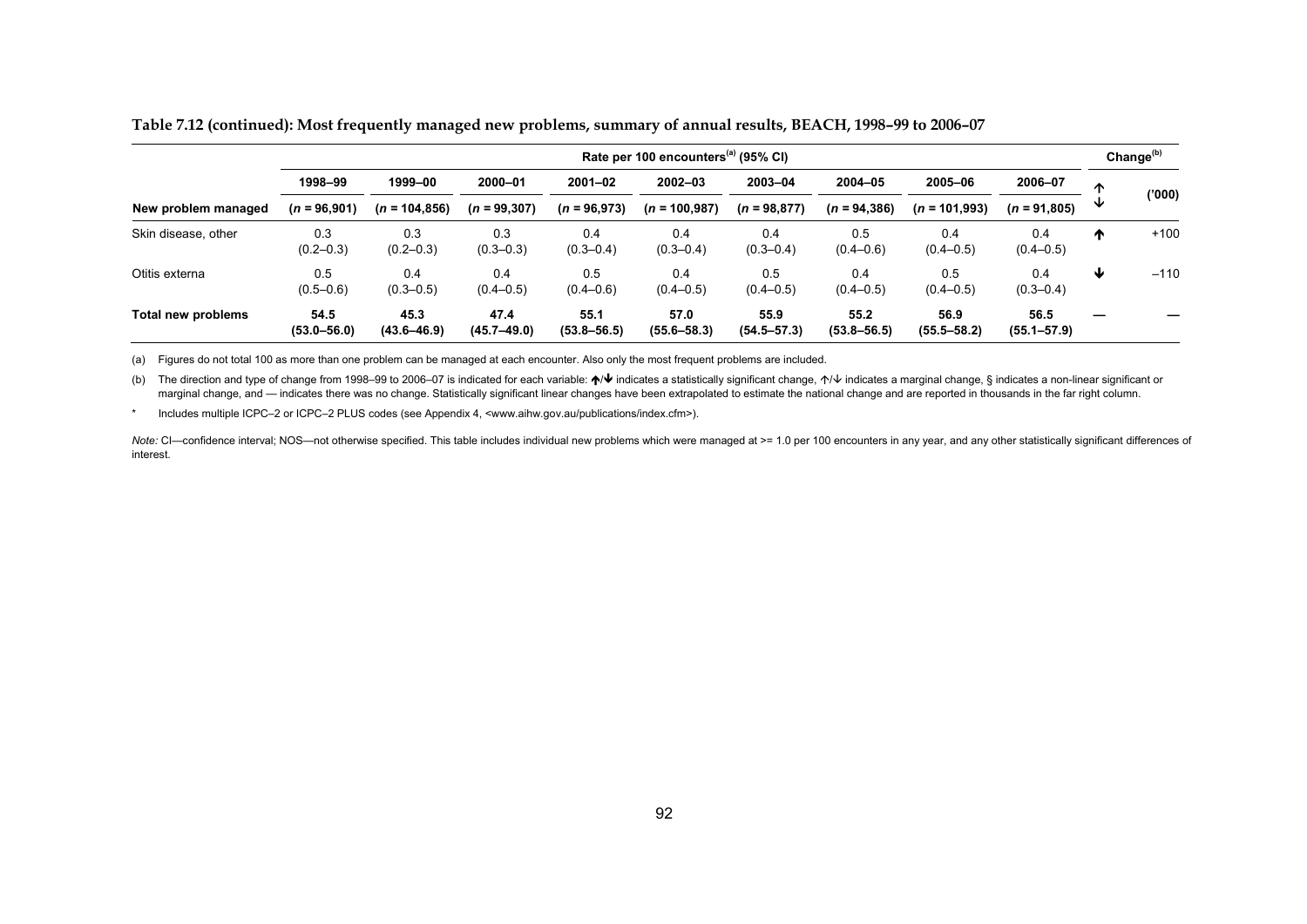**Table 7.12 (continued): Most frequently managed new problems, summary of annual results, BEACH, 1998–99 to 2006–07**

| | Rate per 100 encounters[(a)] (95% CI) | | | | | | | | | Change[(b)] | |
|---|---|---|---|---|---|---|---|---|---|---|---|
| | 1998–99 | 1999–00 | 2000–01 | 2001–02 | 2002–03 | 2003–04 | 2004–05 | 2005–06 | 2006–07 | ↑↓ | ('000) |
| **New problem managed** | (*n* = 96,901) | (*n* = 104,856) | (*n* = 99,307) | (*n* = 96,973) | (*n* = 100,987) | (*n* = 98,877) | (*n* = 94,386) | (*n* = 101,993) | (*n* = 91,805) | | |
| Skin disease, other | 0.3 (0.2–0.3) | 0.3 (0.2–0.3) | 0.3 (0.3–0.3) | 0.4 (0.3–0.4) | 0.4 (0.3–0.4) | 0.4 (0.3–0.4) | 0.5 (0.4–0.6) | 0.4 (0.4–0.5) | 0.4 (0.4–0.5) | ↑ | +100 |
| Otitis externa | 0.5 (0.5–0.6) | 0.4 (0.3–0.5) | 0.4 (0.4–0.5) | 0.5 (0.4–0.6) | 0.4 (0.4–0.5) | 0.5 (0.4–0.5) | 0.4 (0.4–0.5) | 0.5 (0.4–0.5) | 0.4 (0.3–0.4) | ↓ | –110 |
| **Total new problems** | **54.5 (53.0–56.0)** | **45.3 (43.6–46.9)** | **47.4 (45.7–49.0)** | **55.1 (53.8–56.5)** | **57.0 (55.6–58.3)** | **55.9 (54.5–57.3)** | **55.2 (53.8–56.5)** | **56.9 (55.5–58.2)** | **56.5 (55.1–57.9)** | — | — |

(a) Figures do not total 100 as more than one problem can be managed at each encounter. Also only the most frequent problems are included.

(b) The direction and type of change from 1998–99 to 2006–07 is indicated for each variable: ↑/↓ indicates a statistically significant change, ↑/↓ indicates a marginal change, § indicates a non-linear significant or marginal change, and — indicates there was no change. Statistically significant linear changes have been extrapolated to estimate the national change and are reported in thousands in the far right column.

\* Includes multiple ICPC–2 or ICPC–2 PLUS codes (see Appendix 4, <www.aihw.gov.au/publications/index.cfm>).

*Note:* CI—confidence interval; NOS—not otherwise specified. This table includes individual new problems which were managed at >= 1.0 per 100 encounters in any year, and any other statistically significant differences of interest.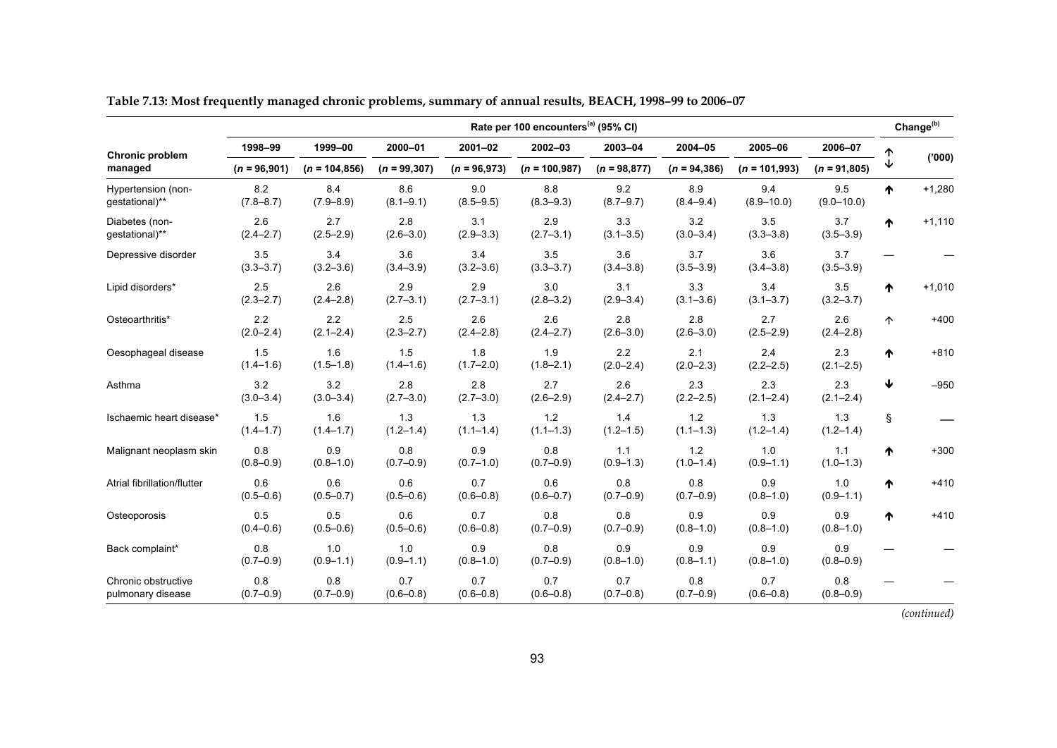**Table 7.13: Most frequently managed chronic problems, summary of annual results, BEACH, 1998–99 to 2006–07**

| Chronic problem managed | Rate per 100 encounters[(a)] (95% CI) | | | | | | | | | Change[(b)] | |
|---|---|---|---|---|---|---|---|---|---|---|---|
| | 1998–99 (*n* = 96,901) | 1999–00 (*n* = 104,856) | 2000–01 (*n* = 99,307) | 2001–02 (*n* = 96,973) | 2002–03 (*n* = 100,987) | 2003–04 (*n* = 98,877) | 2004–05 (*n* = 94,386) | 2005–06 (*n* = 101,993) | 2006–07 (*n* = 91,805) | ↑↓ | ('000) |
| Hypertension (non-gestational)** | 8.2 (7.8–8.7) | 8.4 (7.9–8.9) | 8.6 (8.1–9.1) | 9.0 (8.5–9.5) | 8.8 (8.3–9.3) | 9.2 (8.7–9.7) | 8.9 (8.4–9.4) | 9.4 (8.9–10.0) | 9.5 (9.0–10.0) | ↑ | +1,280 |
| Diabetes (non-gestational)** | 2.6 (2.4–2.7) | 2.7 (2.5–2.9) | 2.8 (2.6–3.0) | 3.1 (2.9–3.3) | 2.9 (2.7–3.1) | 3.3 (3.1–3.5) | 3.2 (3.0–3.4) | 3.5 (3.3–3.8) | 3.7 (3.5–3.9) | ↑ | +1,110 |
| Depressive disorder | 3.5 (3.3–3.7) | 3.4 (3.2–3.6) | 3.6 (3.4–3.9) | 3.4 (3.2–3.6) | 3.5 (3.3–3.7) | 3.6 (3.4–3.8) | 3.7 (3.5–3.9) | 3.6 (3.4–3.8) | 3.7 (3.5–3.9) | — | — |
| Lipid disorders* | 2.5 (2.3–2.7) | 2.6 (2.4–2.8) | 2.9 (2.7–3.1) | 2.9 (2.7–3.1) | 3.0 (2.8–3.2) | 3.1 (2.9–3.4) | 3.3 (3.1–3.6) | 3.4 (3.1–3.7) | 3.5 (3.2–3.7) | ↑ | +1,010 |
| Osteoarthritis* | 2.2 (2.0–2.4) | 2.2 (2.1–2.4) | 2.5 (2.3–2.7) | 2.6 (2.4–2.8) | 2.6 (2.4–2.7) | 2.8 (2.6–3.0) | 2.8 (2.6–3.0) | 2.7 (2.5–2.9) | 2.6 (2.4–2.8) | ↑ | +400 |
| Oesophageal disease | 1.5 (1.4–1.6) | 1.6 (1.5–1.8) | 1.5 (1.4–1.6) | 1.8 (1.7–2.0) | 1.9 (1.8–2.1) | 2.2 (2.0–2.4) | 2.1 (2.0–2.3) | 2.4 (2.2–2.5) | 2.3 (2.1–2.5) | ↑ | +810 |
| Asthma | 3.2 (3.0–3.4) | 3.2 (3.0–3.4) | 2.8 (2.7–3.0) | 2.8 (2.7–3.0) | 2.7 (2.6–2.9) | 2.6 (2.4–2.7) | 2.3 (2.2–2.5) | 2.3 (2.1–2.4) | 2.3 (2.1–2.4) | ↓ | –950 |
| Ischaemic heart disease* | 1.5 (1.4–1.7) | 1.6 (1.4–1.7) | 1.3 (1.2–1.4) | 1.3 (1.1–1.4) | 1.2 (1.1–1.3) | 1.4 (1.2–1.5) | 1.2 (1.1–1.3) | 1.3 (1.2–1.4) | 1.3 (1.2–1.4) | § | — |
| Malignant neoplasm skin | 0.8 (0.8–0.9) | 0.9 (0.8–1.0) | 0.8 (0.7–0.9) | 0.9 (0.7–1.0) | 0.8 (0.7–0.9) | 1.1 (0.9–1.3) | 1.2 (1.0–1.4) | 1.0 (0.9–1.1) | 1.1 (1.0–1.3) | ↑ | +300 |
| Atrial fibrillation/flutter | 0.6 (0.5–0.6) | 0.6 (0.5–0.7) | 0.6 (0.5–0.6) | 0.7 (0.6–0.8) | 0.6 (0.6–0.7) | 0.8 (0.7–0.9) | 0.8 (0.7–0.9) | 0.9 (0.8–1.0) | 1.0 (0.9–1.1) | ↑ | +410 |
| Osteoporosis | 0.5 (0.4–0.6) | 0.5 (0.5–0.6) | 0.6 (0.5–0.6) | 0.7 (0.6–0.8) | 0.8 (0.7–0.9) | 0.8 (0.7–0.9) | 0.9 (0.8–1.0) | 0.9 (0.8–1.0) | 0.9 (0.8–1.0) | ↑ | +410 |
| Back complaint* | 0.8 (0.7–0.9) | 1.0 (0.9–1.1) | 1.0 (0.9–1.1) | 0.9 (0.8–1.0) | 0.8 (0.7–0.9) | 0.9 (0.8–1.0) | 0.9 (0.8–1.1) | 0.9 (0.8–1.0) | 0.9 (0.8–0.9) | — | — |
| Chronic obstructive pulmonary disease | 0.8 (0.7–0.9) | 0.8 (0.7–0.9) | 0.7 (0.6–0.8) | 0.7 (0.6–0.8) | 0.7 (0.6–0.8) | 0.7 (0.7–0.8) | 0.8 (0.7–0.9) | 0.7 (0.6–0.8) | 0.8 (0.8–0.9) | — | — |

*(continued)*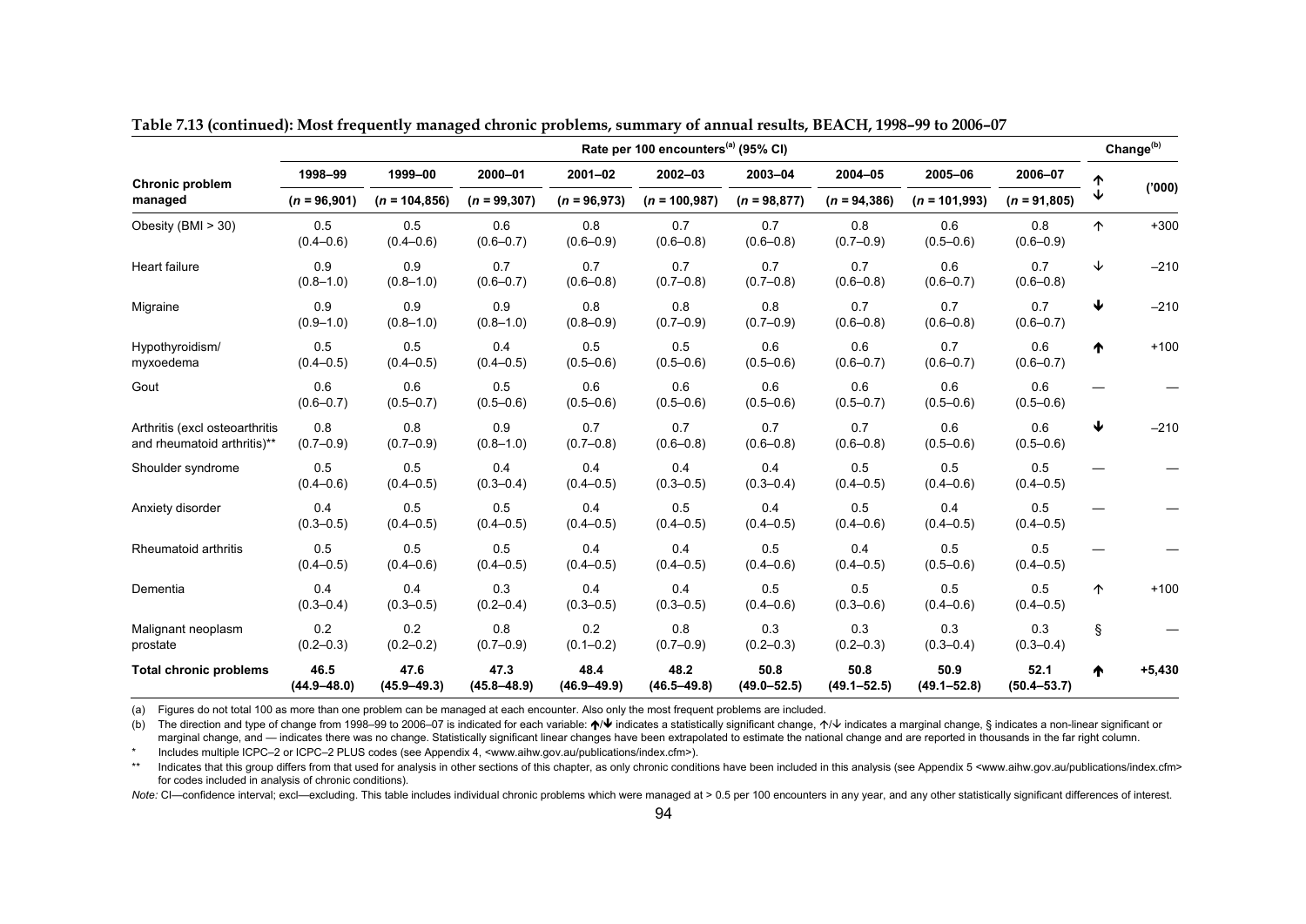**Table 7.13 (continued): Most frequently managed chronic problems, summary of annual results, BEACH, 1998–99 to 2006–07**

| Chronic problem managed | Rate per 100 encounters[(a)] (95% CI) | | | | | | | | | Change[(b)] | |
|---|---|---|---|---|---|---|---|---|---|---|---|
| | 1998–99 (n = 96,901) | 1999–00 (n = 104,856) | 2000–01 (n = 99,307) | 2001–02 (n = 96,973) | 2002–03 (n = 100,987) | 2003–04 (n = 98,877) | 2004–05 (n = 94,386) | 2005–06 (n = 101,993) | 2006–07 (n = 91,805) | ↑↓ | ('000) |
| Obesity (BMI > 30) | 0.5 (0.4–0.6) | 0.5 (0.4–0.6) | 0.6 (0.6–0.7) | 0.8 (0.6–0.9) | 0.7 (0.6–0.8) | 0.7 (0.6–0.8) | 0.8 (0.7–0.9) | 0.6 (0.5–0.6) | 0.8 (0.6–0.9) | ↑ | +300 |
| Heart failure | 0.9 (0.8–1.0) | 0.9 (0.8–1.0) | 0.7 (0.6–0.7) | 0.7 (0.6–0.8) | 0.7 (0.7–0.8) | 0.7 (0.7–0.8) | 0.7 (0.6–0.8) | 0.6 (0.6–0.7) | 0.7 (0.6–0.8) | ↓ | –210 |
| Migraine | 0.9 (0.9–1.0) | 0.9 (0.8–1.0) | 0.9 (0.8–1.0) | 0.8 (0.8–0.9) | 0.8 (0.7–0.9) | 0.8 (0.7–0.9) | 0.7 (0.6–0.8) | 0.7 (0.6–0.8) | 0.7 (0.6–0.7) | **↓** | –210 |
| Hypothyroidism/ myxoedema | 0.5 (0.4–0.5) | 0.5 (0.4–0.5) | 0.4 (0.4–0.5) | 0.5 (0.5–0.6) | 0.5 (0.5–0.6) | 0.6 (0.5–0.6) | 0.6 (0.6–0.7) | 0.7 (0.6–0.7) | 0.6 (0.6–0.7) | **↑** | +100 |
| Gout | 0.6 (0.6–0.7) | 0.6 (0.5–0.7) | 0.5 (0.5–0.6) | 0.6 (0.5–0.6) | 0.6 (0.5–0.6) | 0.6 (0.5–0.6) | 0.6 (0.5–0.7) | 0.6 (0.5–0.6) | 0.6 (0.5–0.6) | — | — |
| Arthritis (excl osteoarthritis and rheumatoid arthritis)** | 0.8 (0.7–0.9) | 0.8 (0.7–0.9) | 0.9 (0.8–1.0) | 0.7 (0.7–0.8) | 0.7 (0.6–0.8) | 0.7 (0.6–0.8) | 0.7 (0.6–0.8) | 0.6 (0.5–0.6) | 0.6 (0.5–0.6) | **↓** | –210 |
| Shoulder syndrome | 0.5 (0.4–0.6) | 0.5 (0.4–0.5) | 0.4 (0.3–0.4) | 0.4 (0.4–0.5) | 0.4 (0.3–0.5) | 0.4 (0.3–0.4) | 0.5 (0.4–0.5) | 0.5 (0.4–0.6) | 0.5 (0.4–0.5) | — | — |
| Anxiety disorder | 0.4 (0.3–0.5) | 0.5 (0.4–0.5) | 0.5 (0.4–0.5) | 0.4 (0.4–0.5) | 0.5 (0.4–0.5) | 0.4 (0.4–0.5) | 0.5 (0.4–0.6) | 0.4 (0.4–0.5) | 0.5 (0.4–0.5) | — | — |
| Rheumatoid arthritis | 0.5 (0.4–0.5) | 0.5 (0.4–0.6) | 0.5 (0.4–0.5) | 0.4 (0.4–0.5) | 0.4 (0.4–0.5) | 0.5 (0.4–0.6) | 0.4 (0.4–0.5) | 0.5 (0.5–0.6) | 0.5 (0.4–0.5) | — | — |
| Dementia | 0.4 (0.3–0.4) | 0.4 (0.3–0.5) | 0.3 (0.2–0.4) | 0.4 (0.3–0.5) | 0.4 (0.3–0.5) | 0.5 (0.4–0.6) | 0.5 (0.3–0.6) | 0.5 (0.4–0.6) | 0.5 (0.4–0.5) | ↑ | +100 |
| Malignant neoplasm prostate | 0.2 (0.2–0.3) | 0.2 (0.2–0.2) | 0.8 (0.7–0.9) | 0.2 (0.1–0.2) | 0.8 (0.7–0.9) | 0.3 (0.2–0.3) | 0.3 (0.2–0.3) | 0.3 (0.3–0.4) | 0.3 (0.3–0.4) | § | — |
| **Total chronic problems** | **46.5 (44.9–48.0)** | **47.6 (45.9–49.3)** | **47.3 (45.8–48.9)** | **48.4 (46.9–49.9)** | **48.2 (46.5–49.8)** | **50.8 (49.0–52.5)** | **50.8 (49.1–52.5)** | **50.9 (49.1–52.8)** | **52.1 (50.4–53.7)** | **↑** | **+5,430** |

(a) Figures do not total 100 as more than one problem can be managed at each encounter. Also only the most frequent problems are included.

(b) The direction and type of change from 1998–99 to 2006–07 is indicated for each variable: **↑**/**↓** indicates a statistically significant change, ↑/↓ indicates a marginal change, § indicates a non-linear significant or marginal change, and — indicates there was no change. Statistically significant linear changes have been extrapolated to estimate the national change and are reported in thousands in the far right column.

\* Includes multiple ICPC–2 or ICPC–2 PLUS codes (see Appendix 4, <www.aihw.gov.au/publications/index.cfm>).

\*\* Indicates that this group differs from that used for analysis in other sections of this chapter, as only chronic conditions have been included in this analysis (see Appendix 5 <www.aihw.gov.au/publications/index.cfm> for codes included in analysis of chronic conditions).

*Note:* CI—confidence interval; excl—excluding. This table includes individual chronic problems which were managed at > 0.5 per 100 encounters in any year, and any other statistically significant differences of interest.